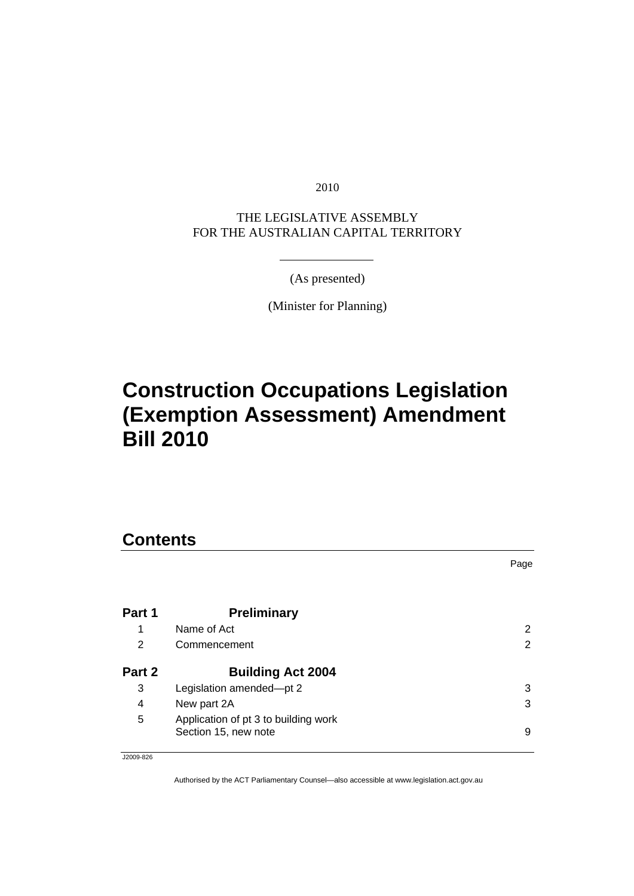2010

THE LEGISLATIVE ASSEMBLY
FOR THE AUSTRALIAN CAPITAL TERRITORY

(As presented)

(Minister for Planning)

# Construction Occupations Legislation (Exemption Assessment) Amendment Bill 2010

## Contents

| | | Page |
|---|---|---|
| **Part 1** | **Preliminary** | |
| 1 | Name of Act | 2 |
| 2 | Commencement | 2 |
| **Part 2** | **Building Act 2004** | |
| 3 | Legislation amended—pt 2 | 3 |
| 4 | New part 2A | 3 |
| 5 | Application of pt 3 to building work<br>Section 15, new note | 9 |

J2009-826

Authorised by the ACT Parliamentary Counsel—also accessible at www.legislation.act.gov.au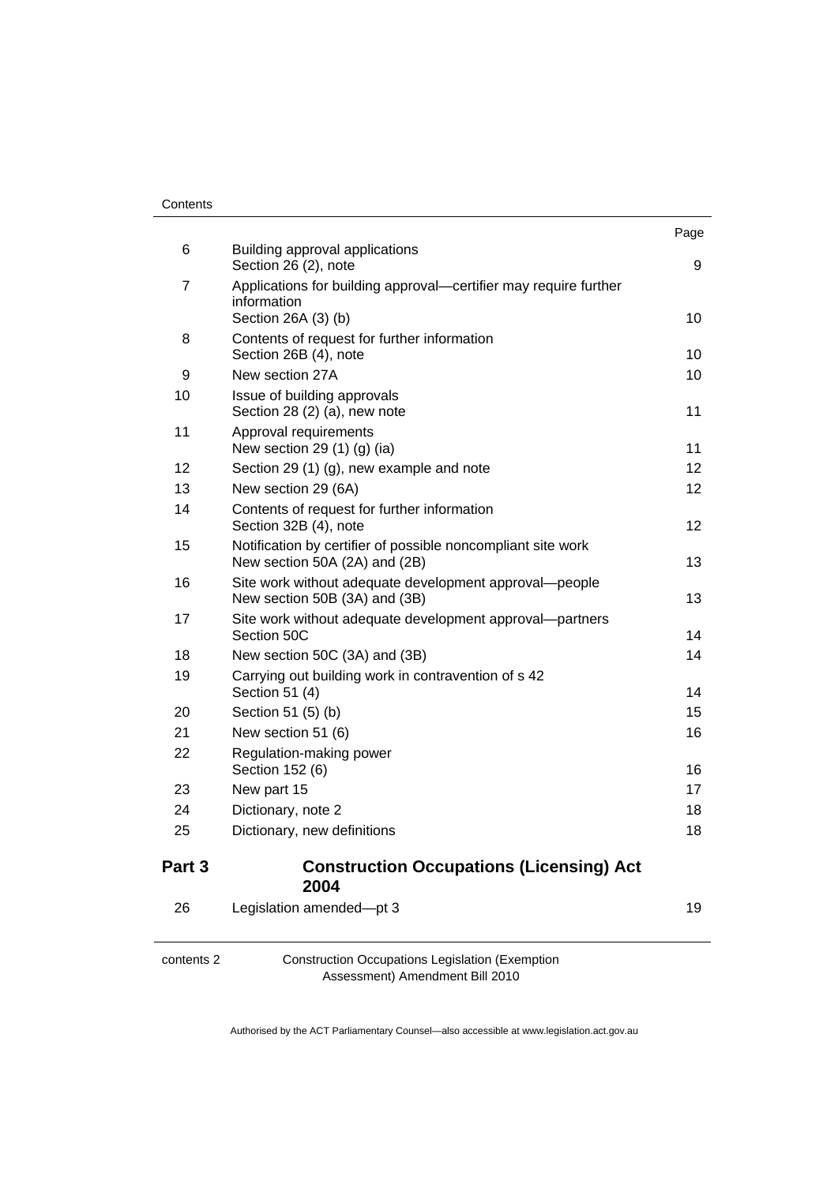| | | Page |
|---|---|---|
| 6 | Building approval applications<br>Section 26 (2), note | 9 |
| 7 | Applications for building approval—certifier may require further information<br>Section 26A (3) (b) | 10 |
| 8 | Contents of request for further information<br>Section 26B (4), note | 10 |
| 9 | New section 27A | 10 |
| 10 | Issue of building approvals<br>Section 28 (2) (a), new note | 11 |
| 11 | Approval requirements<br>New section 29 (1) (g) (ia) | 11 |
| 12 | Section 29 (1) (g), new example and note | 12 |
| 13 | New section 29 (6A) | 12 |
| 14 | Contents of request for further information<br>Section 32B (4), note | 12 |
| 15 | Notification by certifier of possible noncompliant site work<br>New section 50A (2A) and (2B) | 13 |
| 16 | Site work without adequate development approval—people<br>New section 50B (3A) and (3B) | 13 |
| 17 | Site work without adequate development approval—partners<br>Section 50C | 14 |
| 18 | New section 50C (3A) and (3B) | 14 |
| 19 | Carrying out building work in contravention of s 42<br>Section 51 (4) | 14 |
| 20 | Section 51 (5) (b) | 15 |
| 21 | New section 51 (6) | 16 |
| 22 | Regulation-making power<br>Section 152 (6) | 16 |
| 23 | New part 15 | 17 |
| 24 | Dictionary, note 2 | 18 |
| 25 | Dictionary, new definitions | 18 |

## Part 3 Construction Occupations (Licensing) Act 2004

| | | |
|---|---|---|
| 26 | Legislation amended—pt 3 | 19 |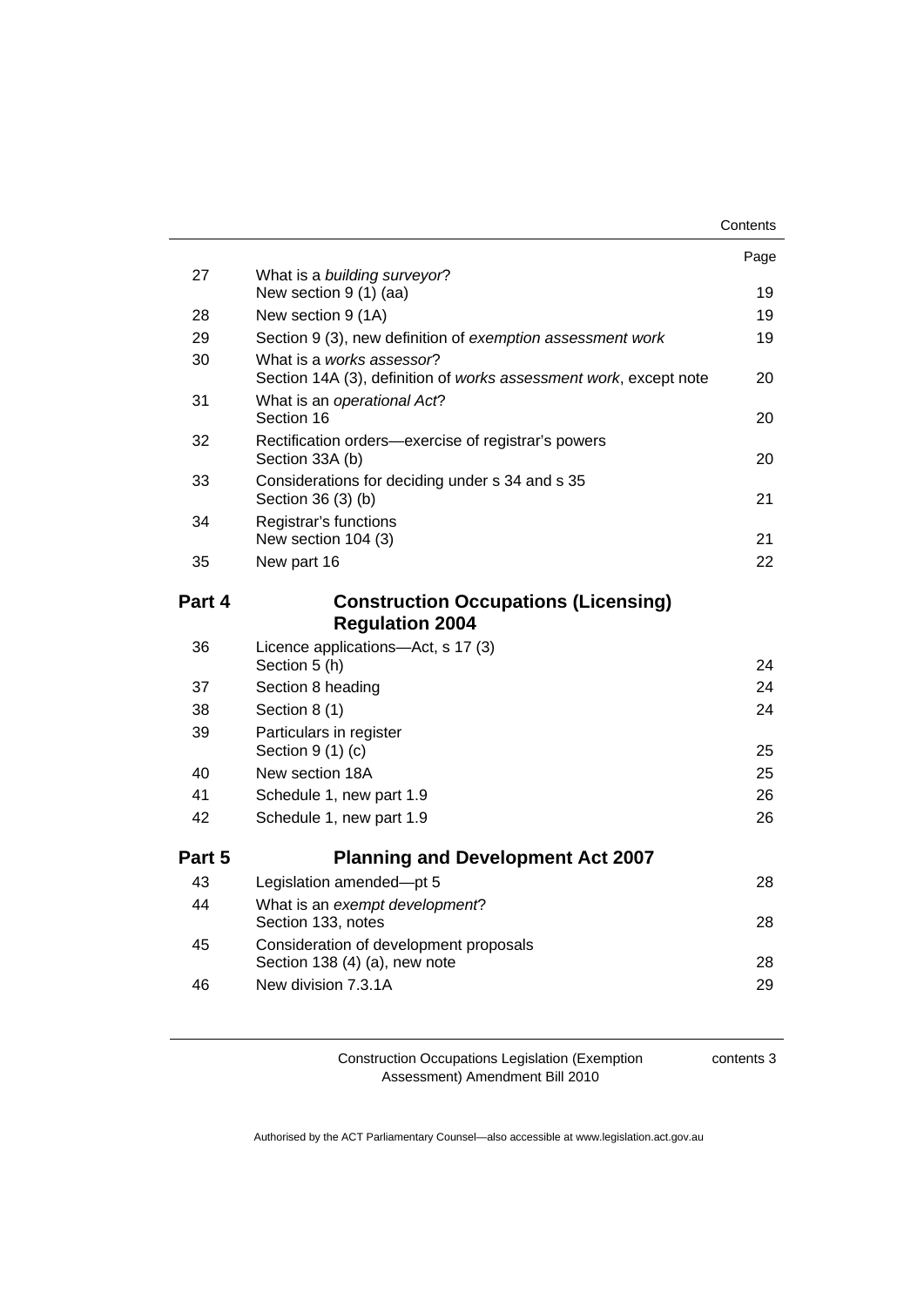| | | Page |
|---|---|---|
| 27 | What is a *building surveyor*? New section 9 (1) (aa) | 19 |
| 28 | New section 9 (1A) | 19 |
| 29 | Section 9 (3), new definition of *exemption assessment work* | 19 |
| 30 | What is a *works assessor*? Section 14A (3), definition of *works assessment work*, except note | 20 |
| 31 | What is an *operational Act*? Section 16 | 20 |
| 32 | Rectification orders—exercise of registrar's powers Section 33A (b) | 20 |
| 33 | Considerations for deciding under s 34 and s 35 Section 36 (3) (b) | 21 |
| 34 | Registrar's functions New section 104 (3) | 21 |
| 35 | New part 16 | 22 |

## Part 4 Construction Occupations (Licensing) Regulation 2004

| | | |
|---|---|---|
| 36 | Licence applications—Act, s 17 (3) Section 5 (h) | 24 |
| 37 | Section 8 heading | 24 |
| 38 | Section 8 (1) | 24 |
| 39 | Particulars in register Section 9 (1) (c) | 25 |
| 40 | New section 18A | 25 |
| 41 | Schedule 1, new part 1.9 | 26 |
| 42 | Schedule 1, new part 1.9 | 26 |

## Part 5 Planning and Development Act 2007

| | | |
|---|---|---|
| 43 | Legislation amended—pt 5 | 28 |
| 44 | What is an *exempt development*? Section 133, notes | 28 |
| 45 | Consideration of development proposals Section 138 (4) (a), new note | 28 |
| 46 | New division 7.3.1A | 29 |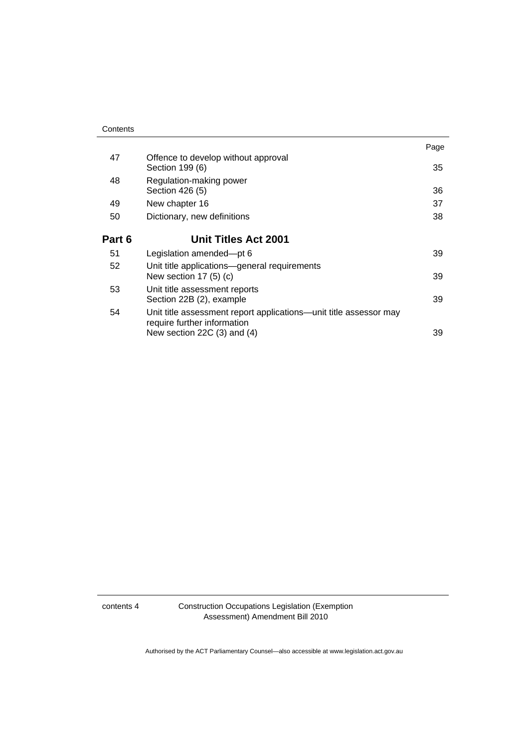| | | Page |
|---|---|---|
| 47 | Offence to develop without approval<br>Section 199 (6) | 35 |
| 48 | Regulation-making power<br>Section 426 (5) | 36 |
| 49 | New chapter 16 | 37 |
| 50 | Dictionary, new definitions | 38 |
| **Part 6** | **Unit Titles Act 2001** | |
| 51 | Legislation amended—pt 6 | 39 |
| 52 | Unit title applications—general requirements<br>New section 17 (5) (c) | 39 |
| 53 | Unit title assessment reports<br>Section 22B (2), example | 39 |
| 54 | Unit title assessment report applications—unit title assessor may require further information<br>New section 22C (3) and (4) | 39 |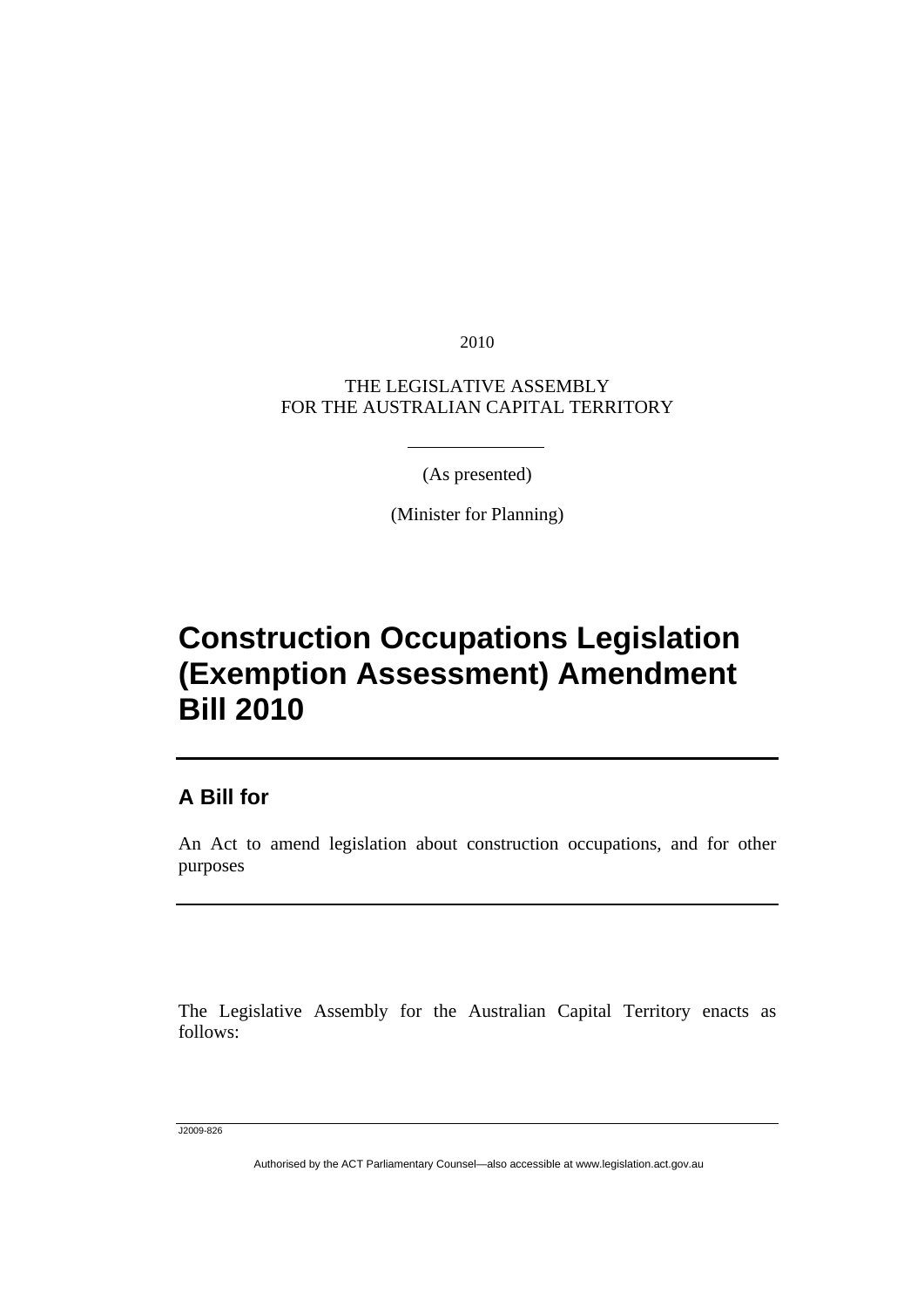2010

THE LEGISLATIVE ASSEMBLY
FOR THE AUSTRALIAN CAPITAL TERRITORY

(As presented)

(Minister for Planning)

# Construction Occupations Legislation (Exemption Assessment) Amendment Bill 2010

## A Bill for

An Act to amend legislation about construction occupations, and for other purposes

The Legislative Assembly for the Australian Capital Territory enacts as follows:

J2009-826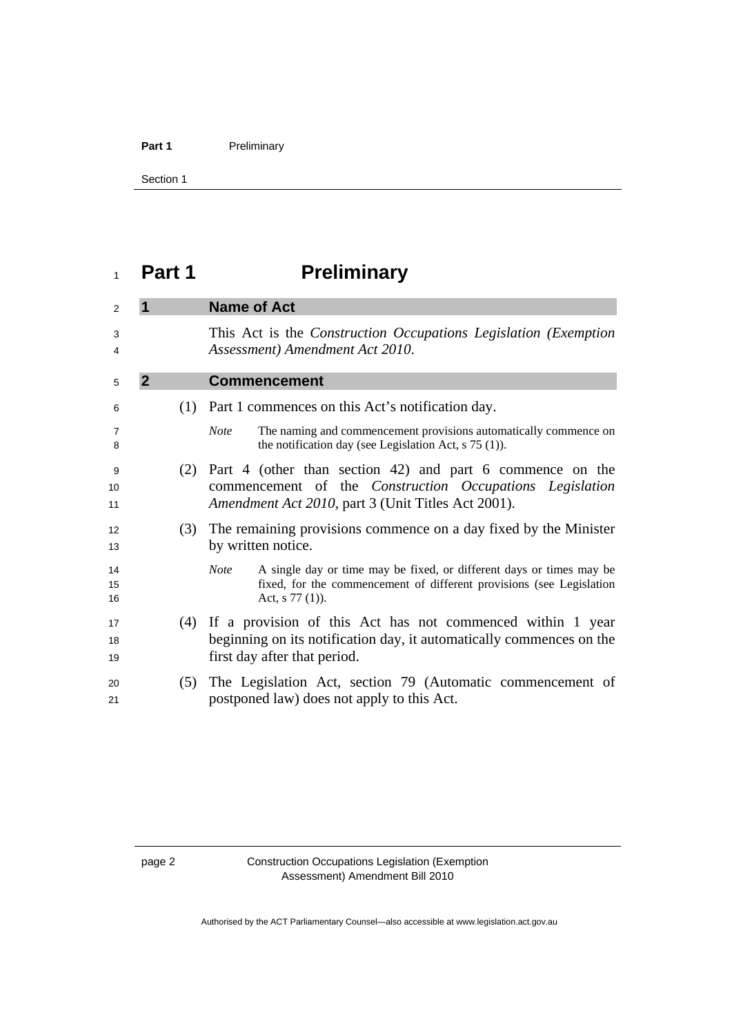# Part 1 Preliminary

## 1 Name of Act

This Act is the *Construction Occupations Legislation (Exemption Assessment) Amendment Act 2010*.

## 2 Commencement

(1) Part 1 commences on this Act's notification day.

*Note* The naming and commencement provisions automatically commence on the notification day (see Legislation Act, s 75 (1)).

(2) Part 4 (other than section 42) and part 6 commence on the commencement of the *Construction Occupations Legislation Amendment Act 2010*, part 3 (Unit Titles Act 2001).

(3) The remaining provisions commence on a day fixed by the Minister by written notice.

*Note* A single day or time may be fixed, or different days or times may be fixed, for the commencement of different provisions (see Legislation Act, s 77 (1)).

(4) If a provision of this Act has not commenced within 1 year beginning on its notification day, it automatically commences on the first day after that period.

(5) The Legislation Act, section 79 (Automatic commencement of postponed law) does not apply to this Act.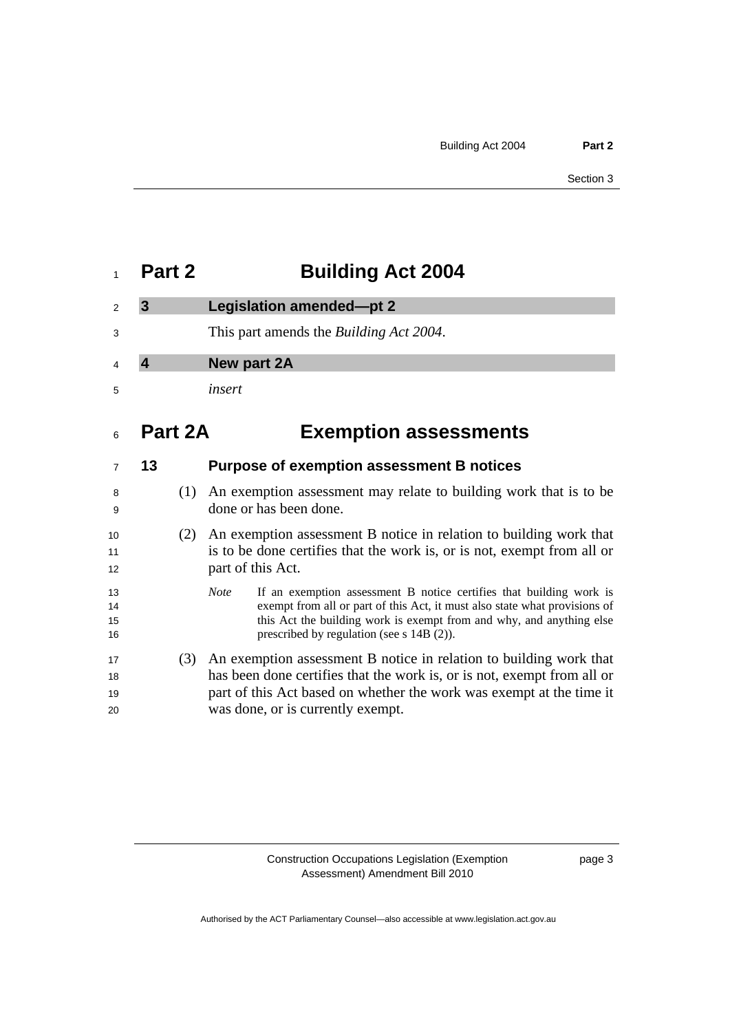# Part 2 Building Act 2004

## 3 Legislation amended—pt 2

This part amends the *Building Act 2004*.

## 4 New part 2A

*insert*

# Part 2A Exemption assessments

### 13 Purpose of exemption assessment B notices

(1) An exemption assessment may relate to building work that is to be done or has been done.

(2) An exemption assessment B notice in relation to building work that is to be done certifies that the work is, or is not, exempt from all or part of this Act.

*Note* If an exemption assessment B notice certifies that building work is exempt from all or part of this Act, it must also state what provisions of this Act the building work is exempt from and why, and anything else prescribed by regulation (see s 14B (2)).

(3) An exemption assessment B notice in relation to building work that has been done certifies that the work is, or is not, exempt from all or part of this Act based on whether the work was exempt at the time it was done, or is currently exempt.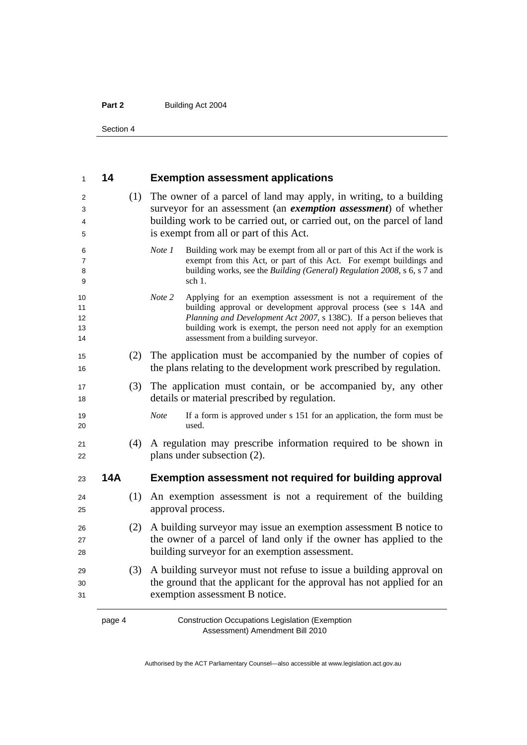## 14 Exemption assessment applications

(1) The owner of a parcel of land may apply, in writing, to a building surveyor for an assessment (an ***exemption assessment***) of whether building work to be carried out, or carried out, on the parcel of land is exempt from all or part of this Act.

*Note 1* Building work may be exempt from all or part of this Act if the work is exempt from this Act, or part of this Act. For exempt buildings and building works, see the *Building (General) Regulation 2008*, s 6, s 7 and sch 1.

*Note 2* Applying for an exemption assessment is not a requirement of the building approval or development approval process (see s 14A and *Planning and Development Act 2007*, s 138C). If a person believes that building work is exempt, the person need not apply for an exemption assessment from a building surveyor.

(2) The application must be accompanied by the number of copies of the plans relating to the development work prescribed by regulation.

(3) The application must contain, or be accompanied by, any other details or material prescribed by regulation.

*Note* If a form is approved under s 151 for an application, the form must be used.

(4) A regulation may prescribe information required to be shown in plans under subsection (2).

## 14A Exemption assessment not required for building approval

(1) An exemption assessment is not a requirement of the building approval process.

(2) A building surveyor may issue an exemption assessment B notice to the owner of a parcel of land only if the owner has applied to the building surveyor for an exemption assessment.

(3) A building surveyor must not refuse to issue a building approval on the ground that the applicant for the approval has not applied for an exemption assessment B notice.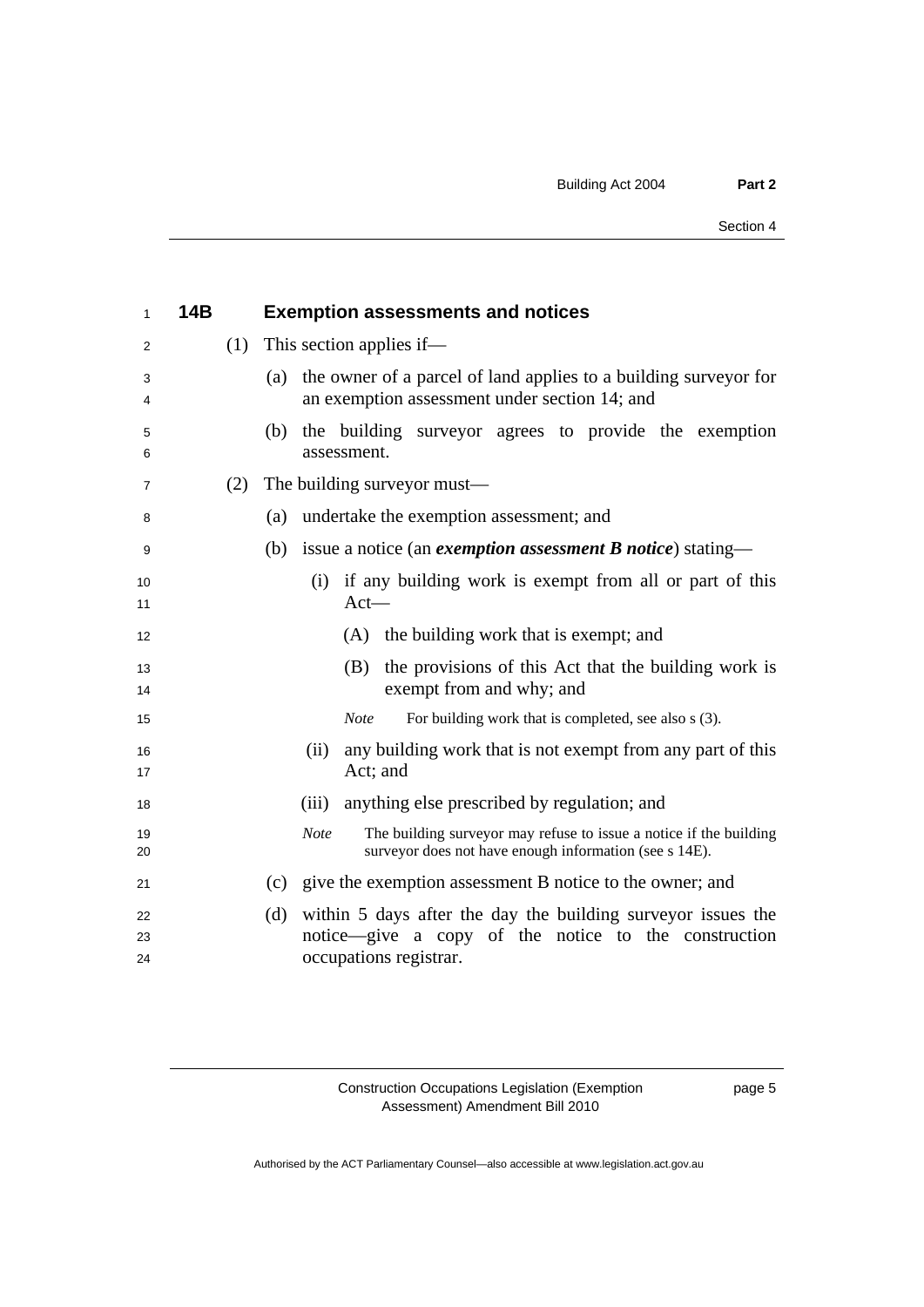### 14B Exemption assessments and notices

(1) This section applies if—

(a) the owner of a parcel of land applies to a building surveyor for an exemption assessment under section 14; and

(b) the building surveyor agrees to provide the exemption assessment.

(2) The building surveyor must—

(a) undertake the exemption assessment; and

(b) issue a notice (an ***exemption assessment B notice***) stating—

(i) if any building work is exempt from all or part of this Act—

(A) the building work that is exempt; and

(B) the provisions of this Act that the building work is exempt from and why; and

*Note* For building work that is completed, see also s (3).

(ii) any building work that is not exempt from any part of this Act; and

(iii) anything else prescribed by regulation; and

*Note* The building surveyor may refuse to issue a notice if the building surveyor does not have enough information (see s 14E).

(c) give the exemption assessment B notice to the owner; and

(d) within 5 days after the day the building surveyor issues the notice—give a copy of the notice to the construction occupations registrar.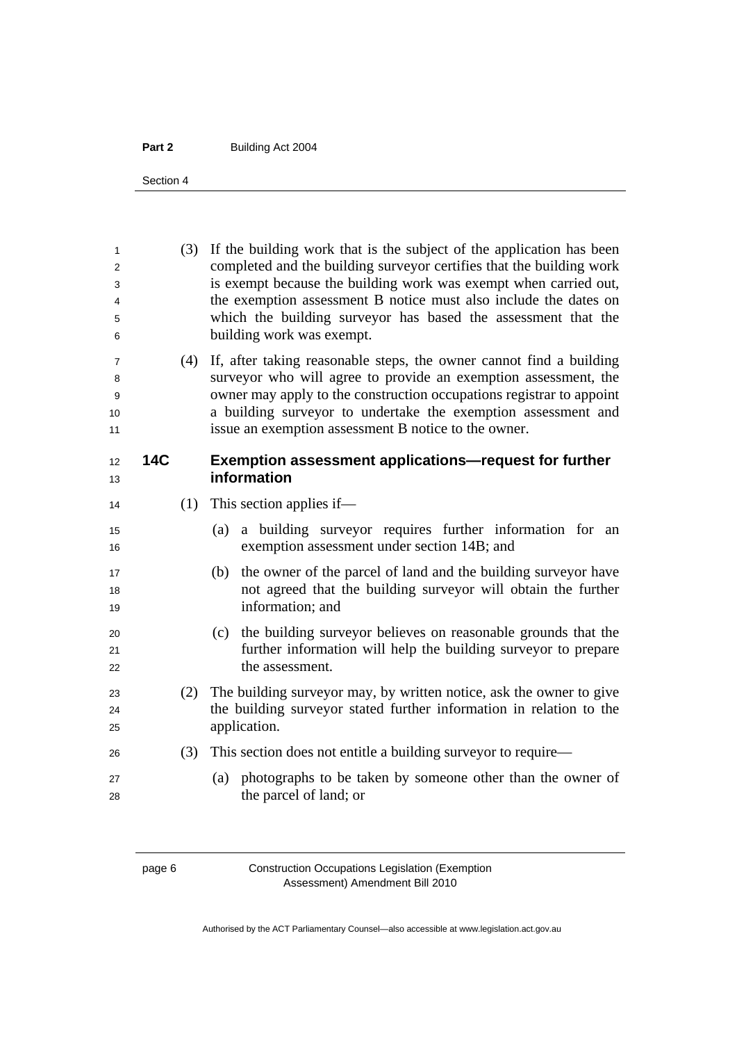(3) If the building work that is the subject of the application has been completed and the building surveyor certifies that the building work is exempt because the building work was exempt when carried out, the exemption assessment B notice must also include the dates on which the building surveyor has based the assessment that the building work was exempt.

(4) If, after taking reasonable steps, the owner cannot find a building surveyor who will agree to provide an exemption assessment, the owner may apply to the construction occupations registrar to appoint a building surveyor to undertake the exemption assessment and issue an exemption assessment B notice to the owner.

### 14C Exemption assessment applications—request for further information

(1) This section applies if—

(a) a building surveyor requires further information for an exemption assessment under section 14B; and

(b) the owner of the parcel of land and the building surveyor have not agreed that the building surveyor will obtain the further information; and

(c) the building surveyor believes on reasonable grounds that the further information will help the building surveyor to prepare the assessment.

(2) The building surveyor may, by written notice, ask the owner to give the building surveyor stated further information in relation to the application.

(3) This section does not entitle a building surveyor to require—

(a) photographs to be taken by someone other than the owner of the parcel of land; or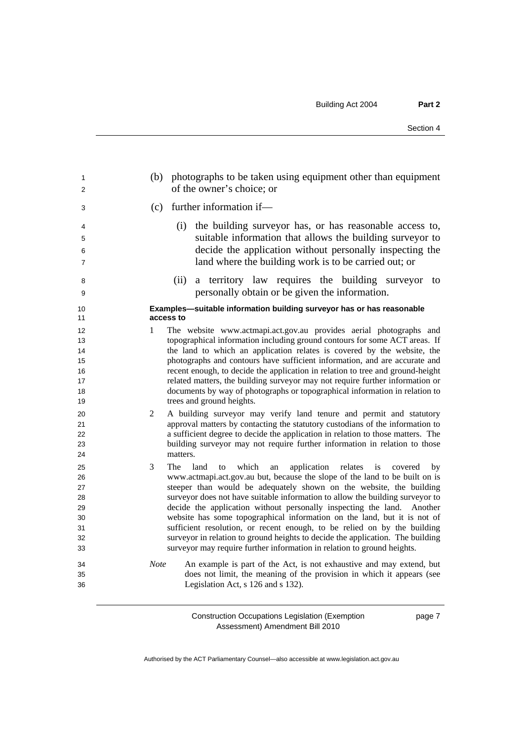(b) photographs to be taken using equipment other than equipment of the owner's choice; or

(c) further information if—

(i) the building surveyor has, or has reasonable access to, suitable information that allows the building surveyor to decide the application without personally inspecting the land where the building work is to be carried out; or

(ii) a territory law requires the building surveyor to personally obtain or be given the information.

**Examples—suitable information building surveyor has or has reasonable access to**

1 The website www.actmapi.act.gov.au provides aerial photographs and topographical information including ground contours for some ACT areas. If the land to which an application relates is covered by the website, the photographs and contours have sufficient information, and are accurate and recent enough, to decide the application in relation to tree and ground-height related matters, the building surveyor may not require further information or documents by way of photographs or topographical information in relation to trees and ground heights.

2 A building surveyor may verify land tenure and permit and statutory approval matters by contacting the statutory custodians of the information to a sufficient degree to decide the application in relation to those matters. The building surveyor may not require further information in relation to those matters.

3 The land to which an application relates is covered by www.actmapi.act.gov.au but, because the slope of the land to be built on is steeper than would be adequately shown on the website, the building surveyor does not have suitable information to allow the building surveyor to decide the application without personally inspecting the land. Another website has some topographical information on the land, but it is not of sufficient resolution, or recent enough, to be relied on by the building surveyor in relation to ground heights to decide the application. The building surveyor may require further information in relation to ground heights.

*Note* An example is part of the Act, is not exhaustive and may extend, but does not limit, the meaning of the provision in which it appears (see Legislation Act, s 126 and s 132).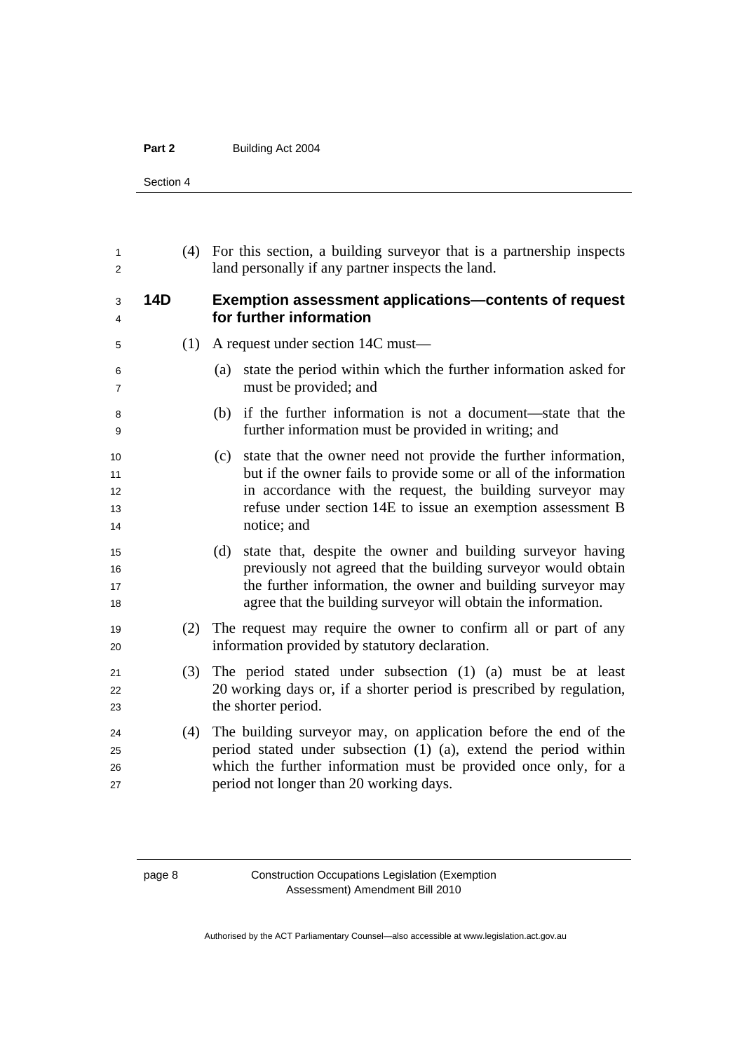(4) For this section, a building surveyor that is a partnership inspects land personally if any partner inspects the land.

### 14D Exemption assessment applications—contents of request for further information

(1) A request under section 14C must—

(a) state the period within which the further information asked for must be provided; and

(b) if the further information is not a document—state that the further information must be provided in writing; and

(c) state that the owner need not provide the further information, but if the owner fails to provide some or all of the information in accordance with the request, the building surveyor may refuse under section 14E to issue an exemption assessment B notice; and

(d) state that, despite the owner and building surveyor having previously not agreed that the building surveyor would obtain the further information, the owner and building surveyor may agree that the building surveyor will obtain the information.

(2) The request may require the owner to confirm all or part of any information provided by statutory declaration.

(3) The period stated under subsection (1) (a) must be at least 20 working days or, if a shorter period is prescribed by regulation, the shorter period.

(4) The building surveyor may, on application before the end of the period stated under subsection (1) (a), extend the period within which the further information must be provided once only, for a period not longer than 20 working days.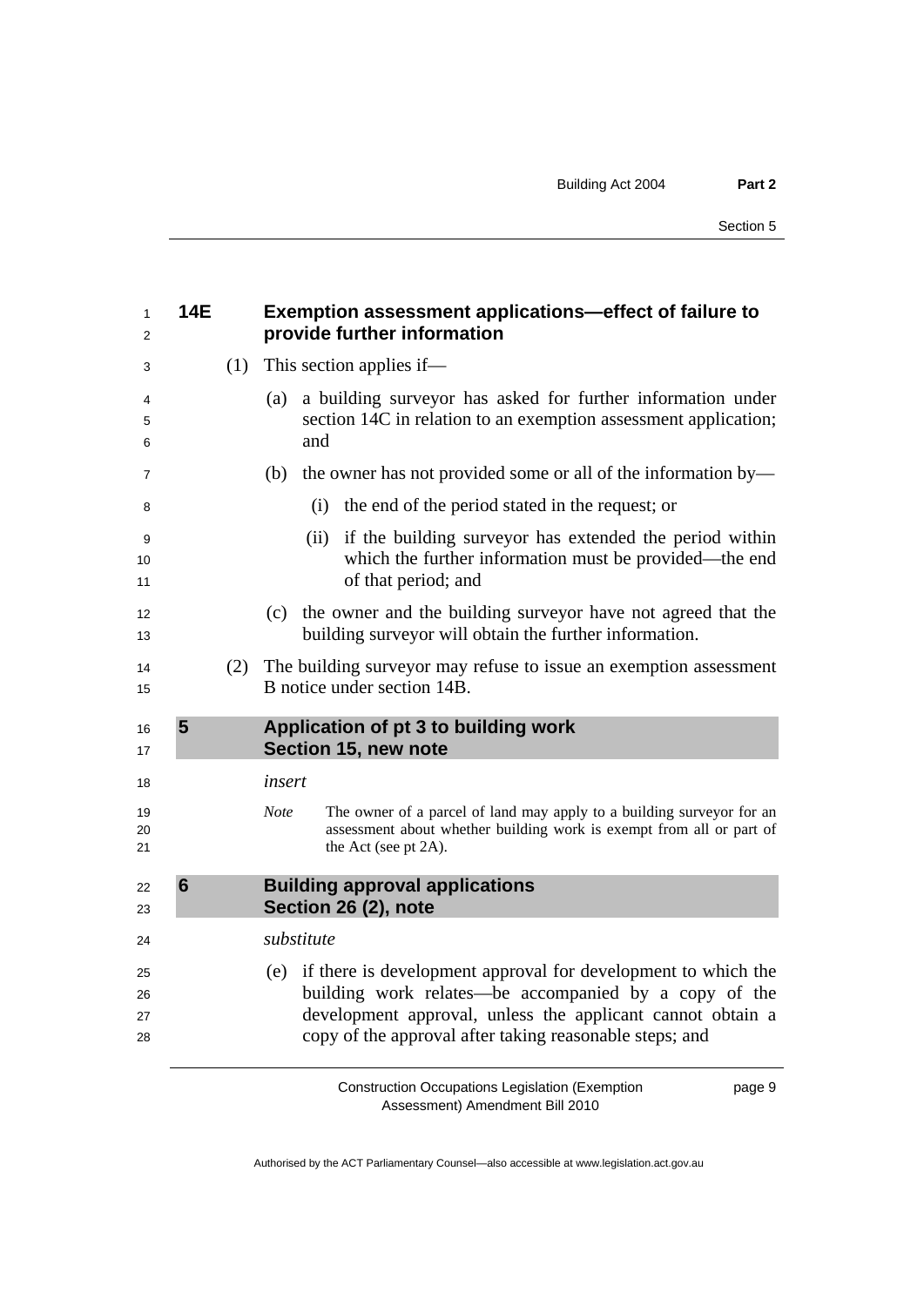### 14E Exemption assessment applications—effect of failure to provide further information

(1) This section applies if—

(a) a building surveyor has asked for further information under section 14C in relation to an exemption assessment application; and

(b) the owner has not provided some or all of the information by—

(i) the end of the period stated in the request; or

(ii) if the building surveyor has extended the period within which the further information must be provided—the end of that period; and

(c) the owner and the building surveyor have not agreed that the building surveyor will obtain the further information.

(2) The building surveyor may refuse to issue an exemption assessment B notice under section 14B.

## 5 Application of pt 3 to building work Section 15, new note

*insert*

*Note* The owner of a parcel of land may apply to a building surveyor for an assessment about whether building work is exempt from all or part of the Act (see pt 2A).

## 6 Building approval applications Section 26 (2), note

*substitute*

(e) if there is development approval for development to which the building work relates—be accompanied by a copy of the development approval, unless the applicant cannot obtain a copy of the approval after taking reasonable steps; and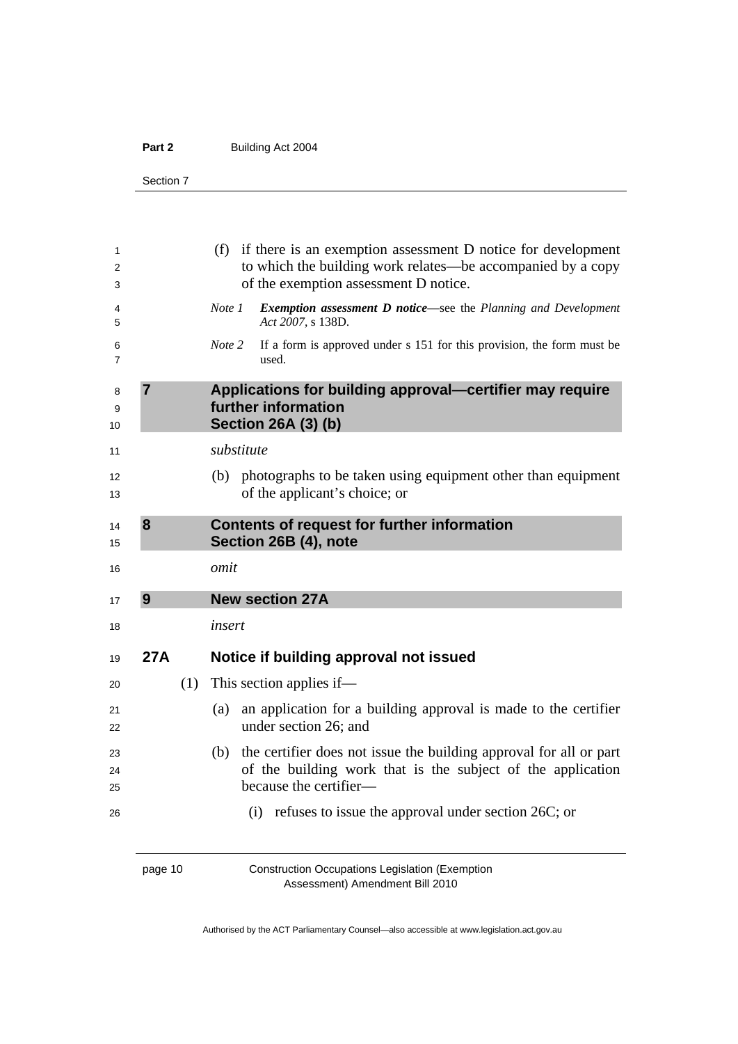(f) if there is an exemption assessment D notice for development to which the building work relates—be accompanied by a copy of the exemption assessment D notice.

*Note 1* ***Exemption assessment D notice***—see the *Planning and Development Act 2007*, s 138D.

*Note 2* If a form is approved under s 151 for this provision, the form must be used.

## 7 Applications for building approval—certifier may require further information Section 26A (3) (b)

*substitute*

(b) photographs to be taken using equipment other than equipment of the applicant's choice; or

## 8 Contents of request for further information Section 26B (4), note

*omit*

## 9 New section 27A

*insert*

### 27A Notice if building approval not issued

(1) This section applies if—

(a) an application for a building approval is made to the certifier under section 26; and

(b) the certifier does not issue the building approval for all or part of the building work that is the subject of the application because the certifier—

(i) refuses to issue the approval under section 26C; or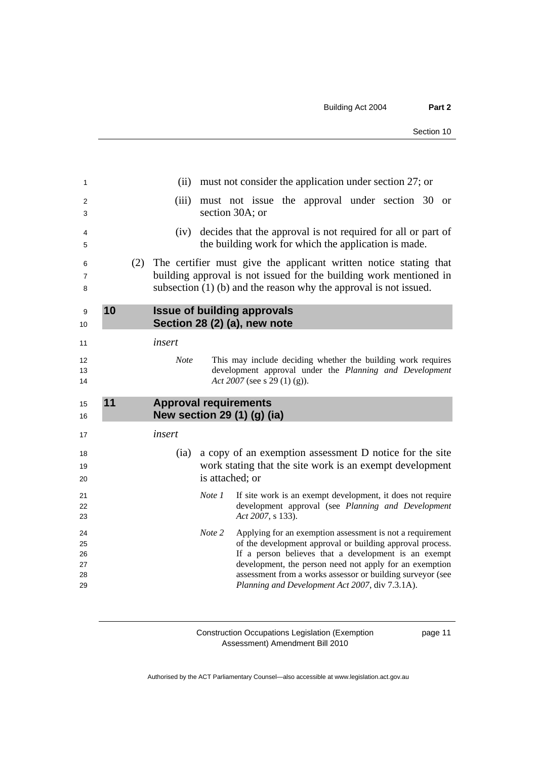(ii) must not consider the application under section 27; or

(iii) must not issue the approval under section 30 or section 30A; or

(iv) decides that the approval is not required for all or part of the building work for which the application is made.

(2) The certifier must give the applicant written notice stating that building approval is not issued for the building work mentioned in subsection (1) (b) and the reason why the approval is not issued.

## 10 Issue of building approvals Section 28 (2) (a), new note

*insert*

> *Note* This may include deciding whether the building work requires development approval under the *Planning and Development Act 2007* (see s 29 (1) (g)).

## 11 Approval requirements New section 29 (1) (g) (ia)

*insert*

(ia) a copy of an exemption assessment D notice for the site work stating that the site work is an exempt development is attached; or

> *Note 1* If site work is an exempt development, it does not require development approval (see *Planning and Development Act 2007*, s 133).
>
> *Note 2* Applying for an exemption assessment is not a requirement of the development approval or building approval process. If a person believes that a development is an exempt development, the person need not apply for an exemption assessment from a works assessor or building surveyor (see *Planning and Development Act 2007*, div 7.3.1A).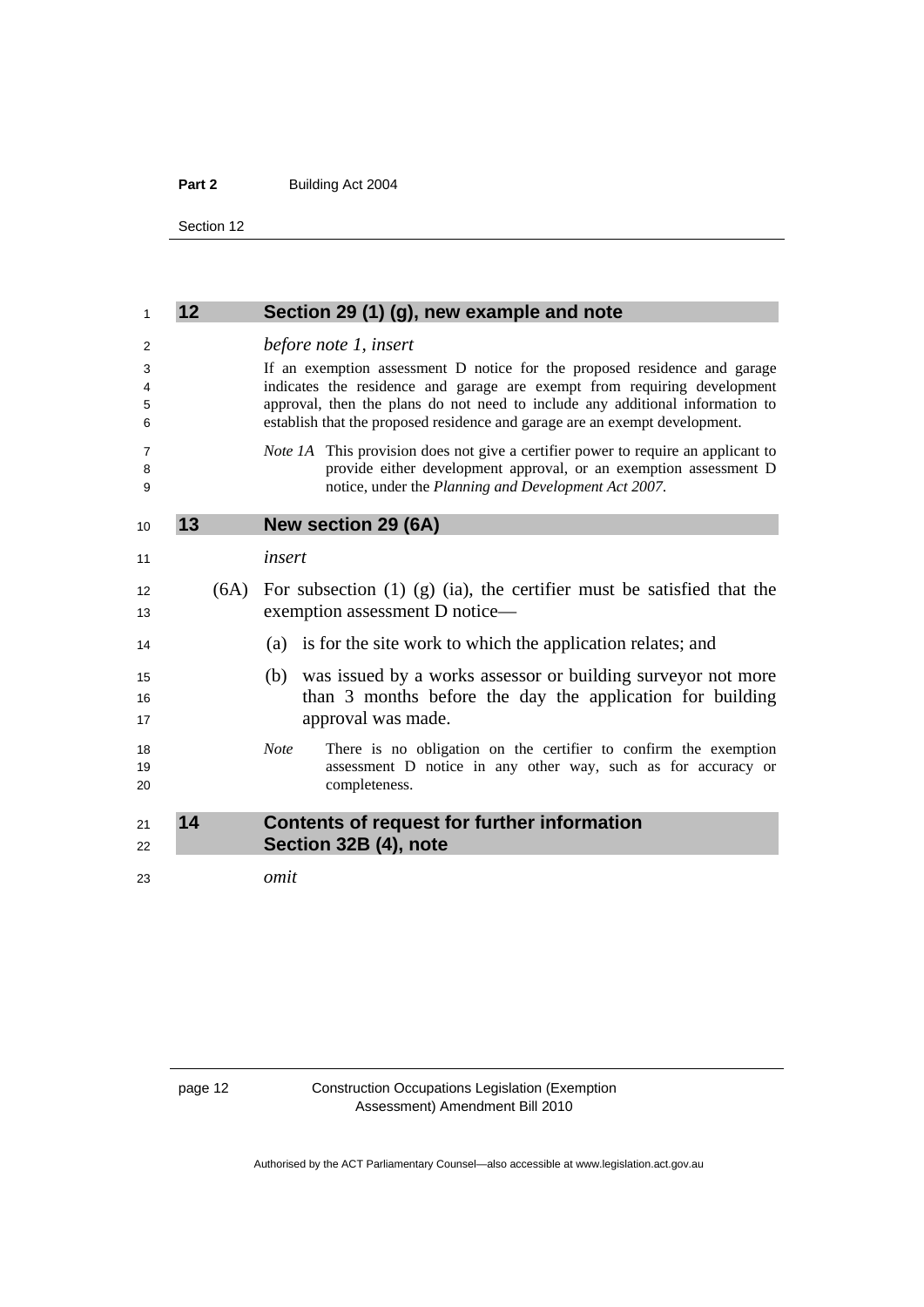### 12 Section 29 (1) (g), new example and note

*before note 1, insert*

If an exemption assessment D notice for the proposed residence and garage indicates the residence and garage are exempt from requiring development approval, then the plans do not need to include any additional information to establish that the proposed residence and garage are an exempt development.

*Note 1A* This provision does not give a certifier power to require an applicant to provide either development approval, or an exemption assessment D notice, under the *Planning and Development Act 2007*.

### 13 New section 29 (6A)

*insert*

(6A) For subsection (1) (g) (ia), the certifier must be satisfied that the exemption assessment D notice—

(a) is for the site work to which the application relates; and

(b) was issued by a works assessor or building surveyor not more than 3 months before the day the application for building approval was made.

*Note* There is no obligation on the certifier to confirm the exemption assessment D notice in any other way, such as for accuracy or completeness.

### 14 Contents of request for further information Section 32B (4), note

*omit*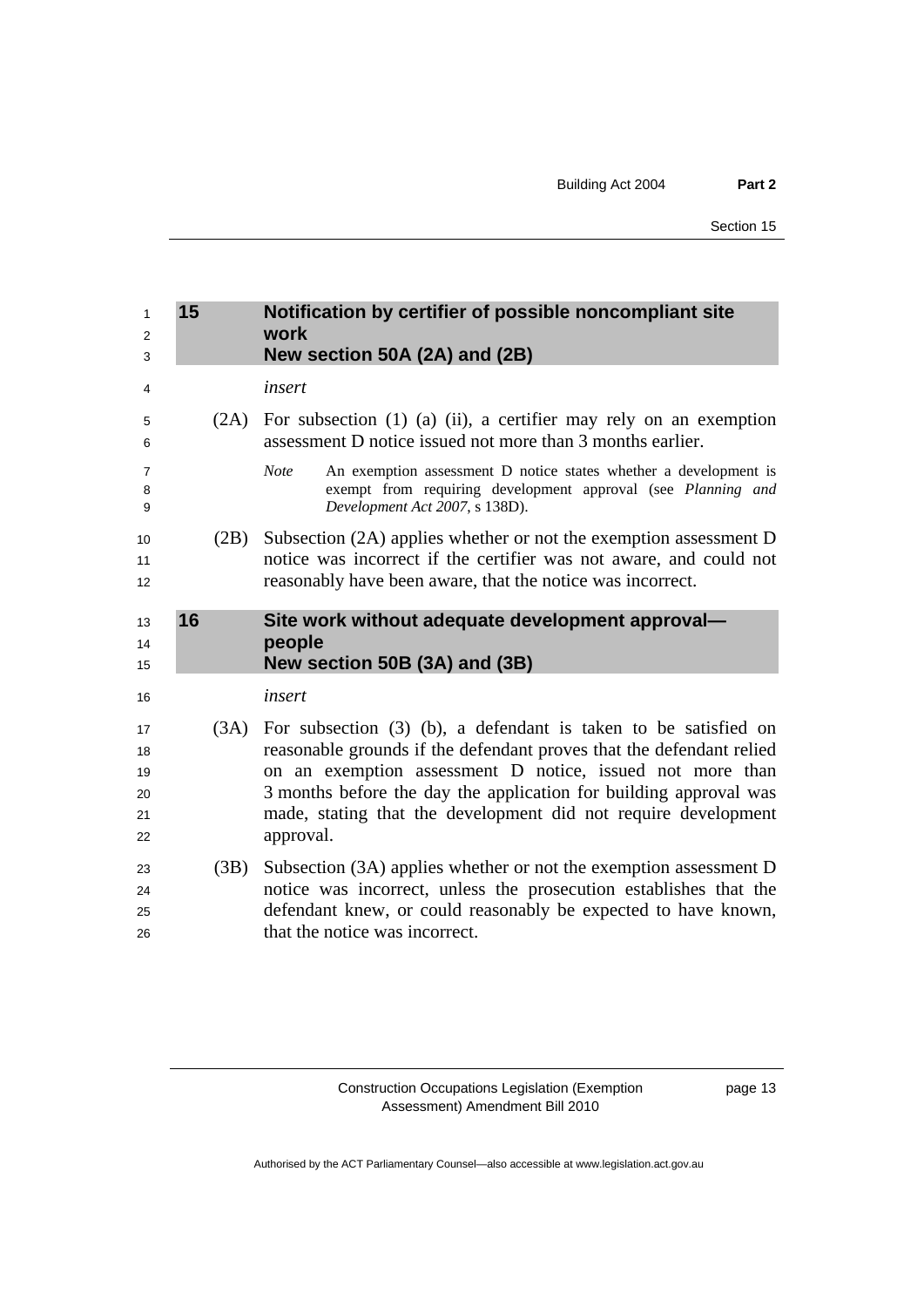## 15 Notification by certifier of possible noncompliant site work
### New section 50A (2A) and (2B)

*insert*

(2A) For subsection (1) (a) (ii), a certifier may rely on an exemption assessment D notice issued not more than 3 months earlier.

*Note* An exemption assessment D notice states whether a development is exempt from requiring development approval (see *Planning and Development Act 2007*, s 138D).

(2B) Subsection (2A) applies whether or not the exemption assessment D notice was incorrect if the certifier was not aware, and could not reasonably have been aware, that the notice was incorrect.

## 16 Site work without adequate development approval—people
### New section 50B (3A) and (3B)

*insert*

(3A) For subsection (3) (b), a defendant is taken to be satisfied on reasonable grounds if the defendant proves that the defendant relied on an exemption assessment D notice, issued not more than 3 months before the day the application for building approval was made, stating that the development did not require development approval.

(3B) Subsection (3A) applies whether or not the exemption assessment D notice was incorrect, unless the prosecution establishes that the defendant knew, or could reasonably be expected to have known, that the notice was incorrect.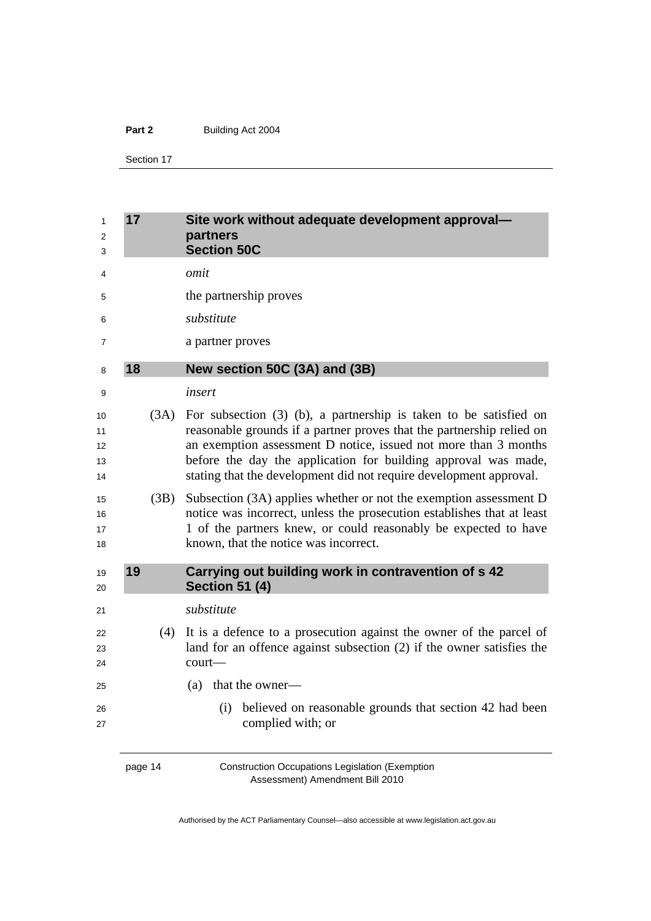## 17 Site work without adequate development approval—partners
### Section 50C

*omit*

the partnership proves

*substitute*

a partner proves

## 18 New section 50C (3A) and (3B)

*insert*

(3A) For subsection (3) (b), a partnership is taken to be satisfied on reasonable grounds if a partner proves that the partnership relied on an exemption assessment D notice, issued not more than 3 months before the day the application for building approval was made, stating that the development did not require development approval.

(3B) Subsection (3A) applies whether or not the exemption assessment D notice was incorrect, unless the prosecution establishes that at least 1 of the partners knew, or could reasonably be expected to have known, that the notice was incorrect.

## 19 Carrying out building work in contravention of s 42
### Section 51 (4)

*substitute*

(4) It is a defence to a prosecution against the owner of the parcel of land for an offence against subsection (2) if the owner satisfies the court—

(a) that the owner—

(i) believed on reasonable grounds that section 42 had been complied with; or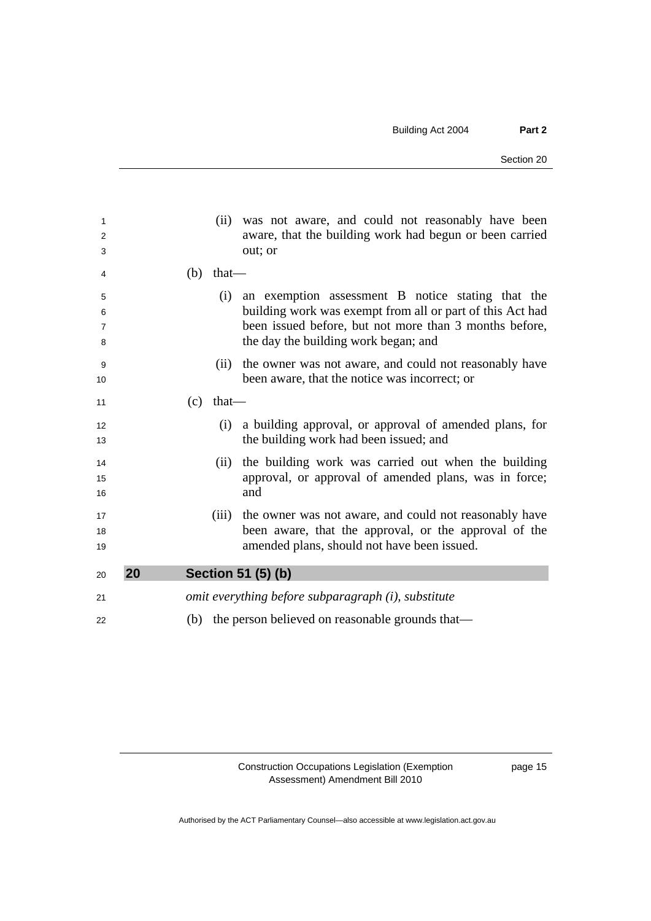(ii) was not aware, and could not reasonably have been aware, that the building work had begun or been carried out; or

(b) that—

(i) an exemption assessment B notice stating that the building work was exempt from all or part of this Act had been issued before, but not more than 3 months before, the day the building work began; and

(ii) the owner was not aware, and could not reasonably have been aware, that the notice was incorrect; or

(c) that—

(i) a building approval, or approval of amended plans, for the building work had been issued; and

(ii) the building work was carried out when the building approval, or approval of amended plans, was in force; and

(iii) the owner was not aware, and could not reasonably have been aware, that the approval, or the approval of the amended plans, should not have been issued.

## 20 Section 51 (5) (b)

*omit everything before subparagraph (i), substitute*

(b) the person believed on reasonable grounds that—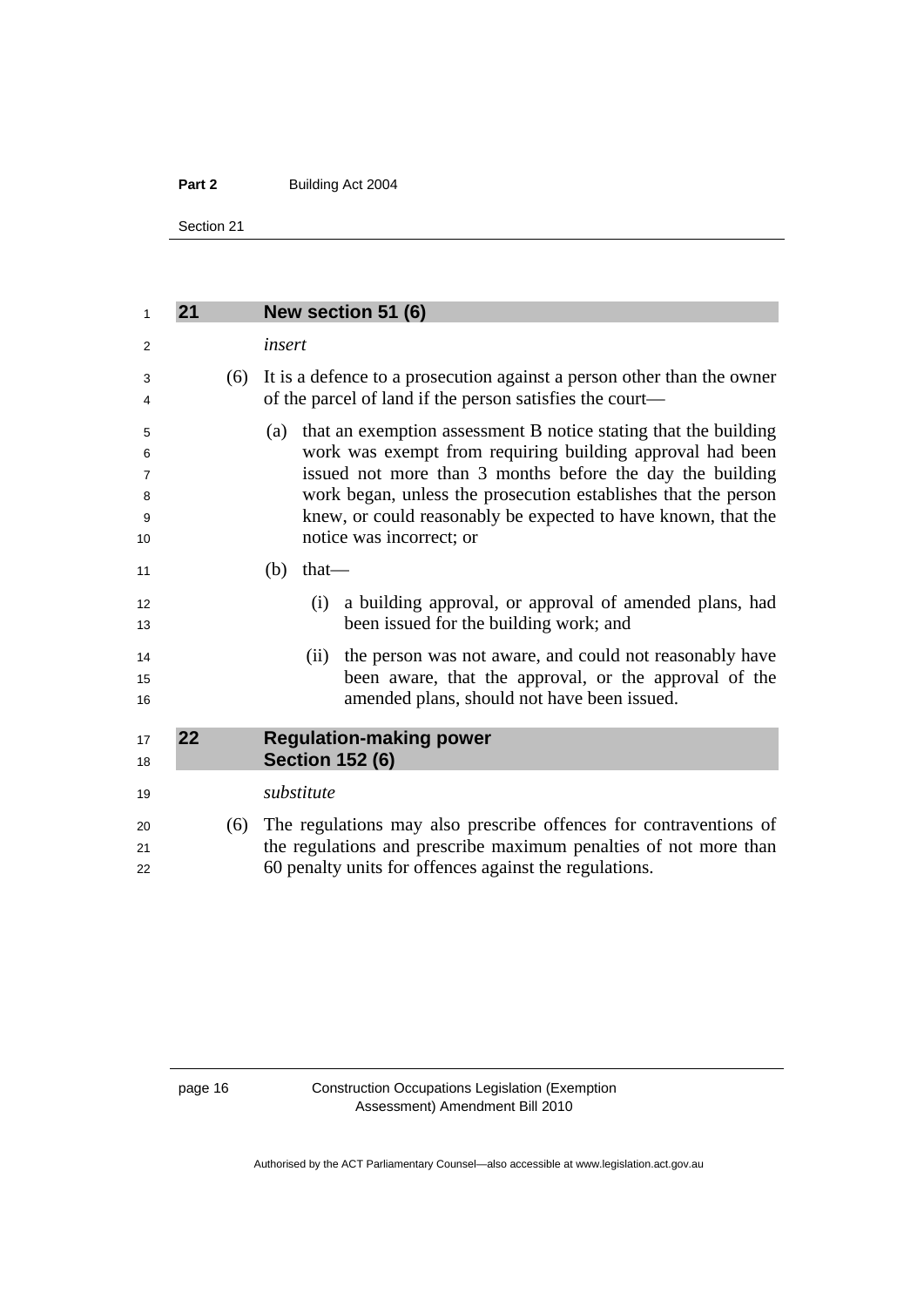## 21 New section 51 (6)

*insert*

(6) It is a defence to a prosecution against a person other than the owner of the parcel of land if the person satisfies the court—

(a) that an exemption assessment B notice stating that the building work was exempt from requiring building approval had been issued not more than 3 months before the day the building work began, unless the prosecution establishes that the person knew, or could reasonably be expected to have known, that the notice was incorrect; or

(b) that—

(i) a building approval, or approval of amended plans, had been issued for the building work; and

(ii) the person was not aware, and could not reasonably have been aware, that the approval, or the approval of the amended plans, should not have been issued.

## 22 Regulation-making power
## Section 152 (6)

*substitute*

(6) The regulations may also prescribe offences for contraventions of the regulations and prescribe maximum penalties of not more than 60 penalty units for offences against the regulations.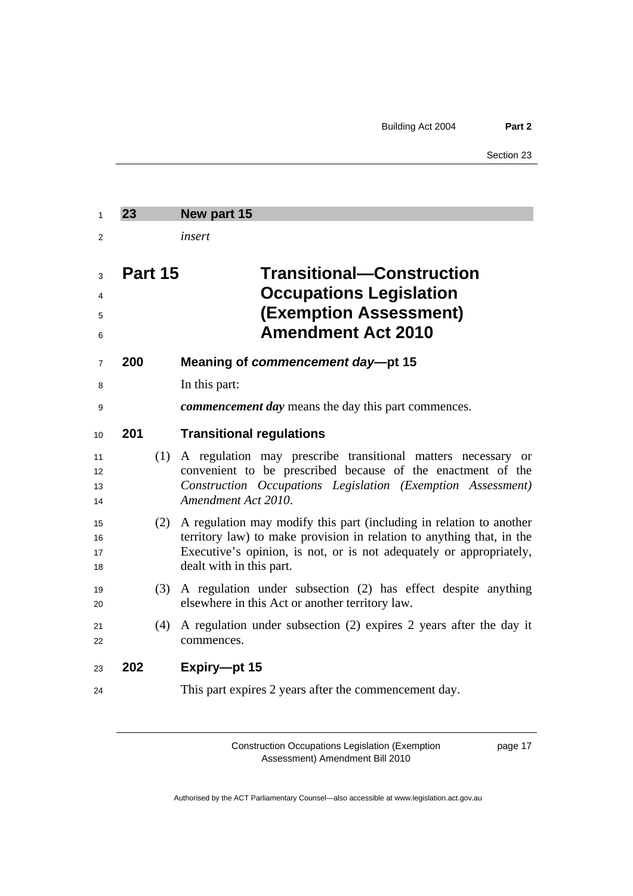## 23 New part 15

*insert*

# Part 15 Transitional—Construction Occupations Legislation (Exemption Assessment) Amendment Act 2010

### 200 Meaning of *commencement day*—pt 15

In this part:

***commencement day*** means the day this part commences.

### 201 Transitional regulations

(1) A regulation may prescribe transitional matters necessary or convenient to be prescribed because of the enactment of the *Construction Occupations Legislation (Exemption Assessment) Amendment Act 2010*.

(2) A regulation may modify this part (including in relation to another territory law) to make provision in relation to anything that, in the Executive's opinion, is not, or is not adequately or appropriately, dealt with in this part.

(3) A regulation under subsection (2) has effect despite anything elsewhere in this Act or another territory law.

(4) A regulation under subsection (2) expires 2 years after the day it commences.

### 202 Expiry—pt 15

This part expires 2 years after the commencement day.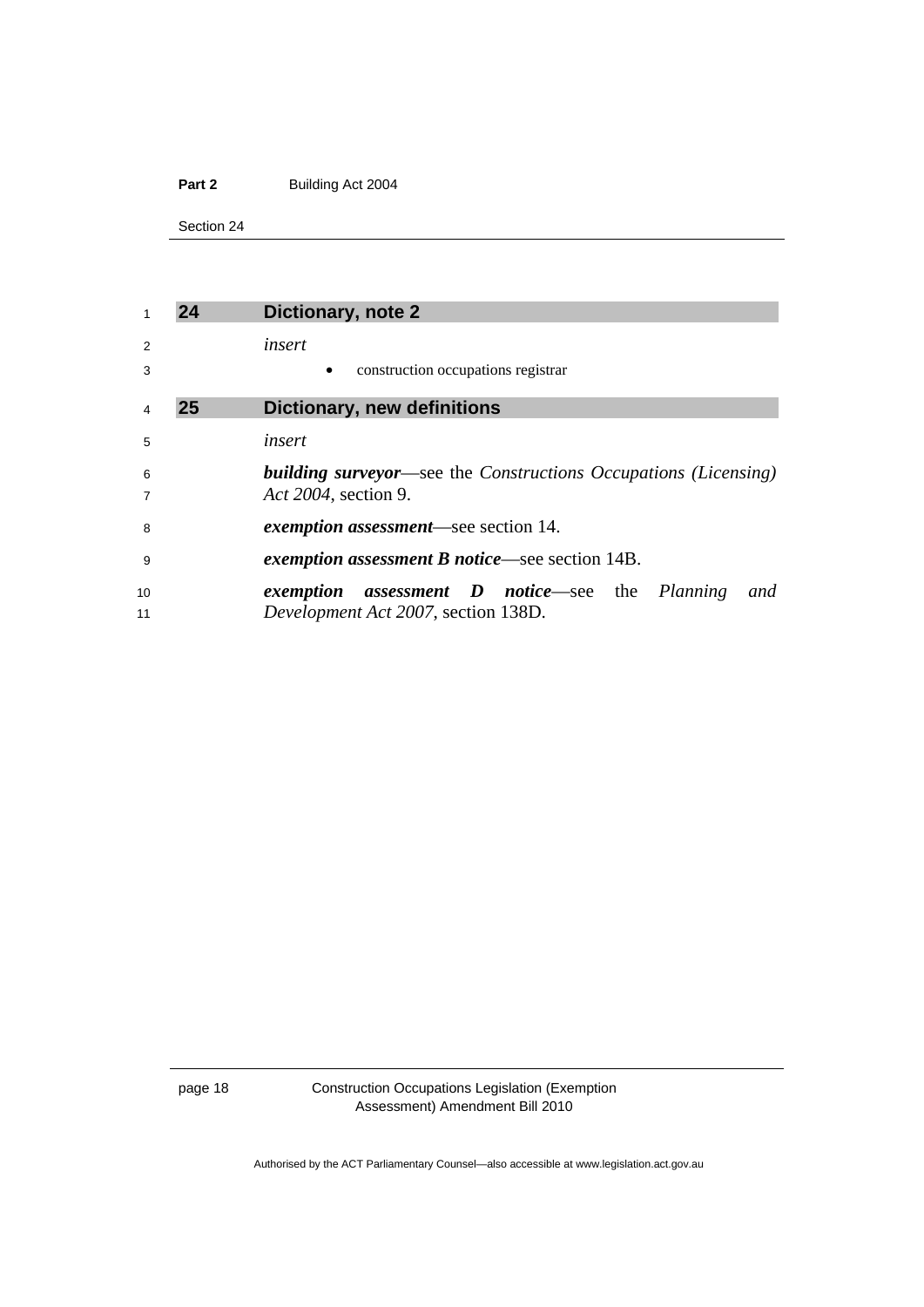## 24 Dictionary, note 2

*insert*

- construction occupations registrar

## 25 Dictionary, new definitions

*insert*

***building surveyor***—see the *Constructions Occupations (Licensing) Act 2004*, section 9.

***exemption assessment***—see section 14.

***exemption assessment B notice***—see section 14B.

***exemption assessment D notice***—see the *Planning and Development Act 2007*, section 138D.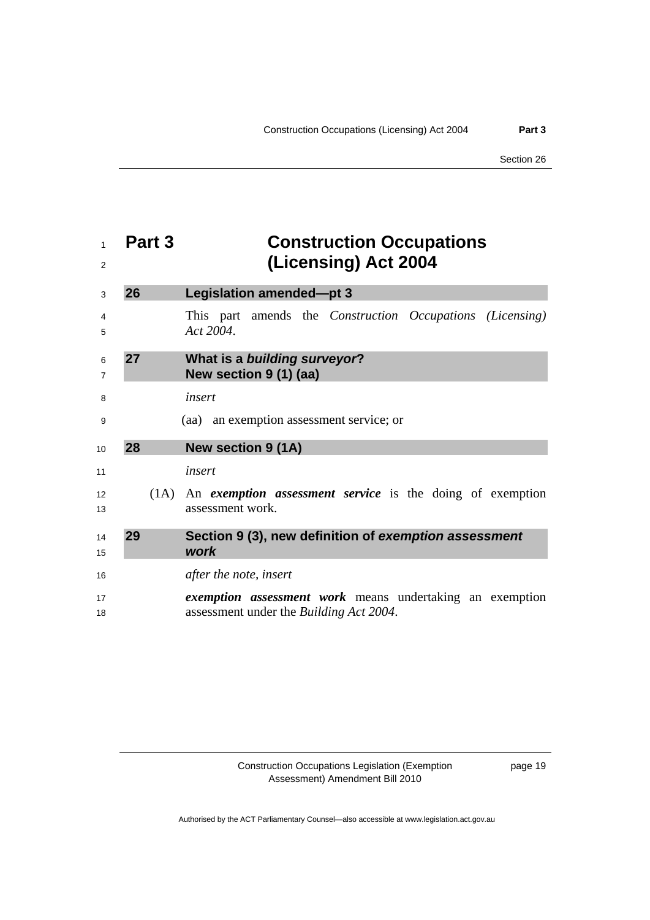# Part 3 Construction Occupations (Licensing) Act 2004

## 26 Legislation amended—pt 3

This part amends the *Construction Occupations (Licensing) Act 2004*.

## 27 What is a *building surveyor*? New section 9 (1) (aa)

*insert*

(aa) an exemption assessment service; or

## 28 New section 9 (1A)

*insert*

(1A) An ***exemption assessment service*** is the doing of exemption assessment work.

## 29 Section 9 (3), new definition of *exemption assessment work*

*after the note, insert*

***exemption assessment work*** means undertaking an exemption assessment under the *Building Act 2004*.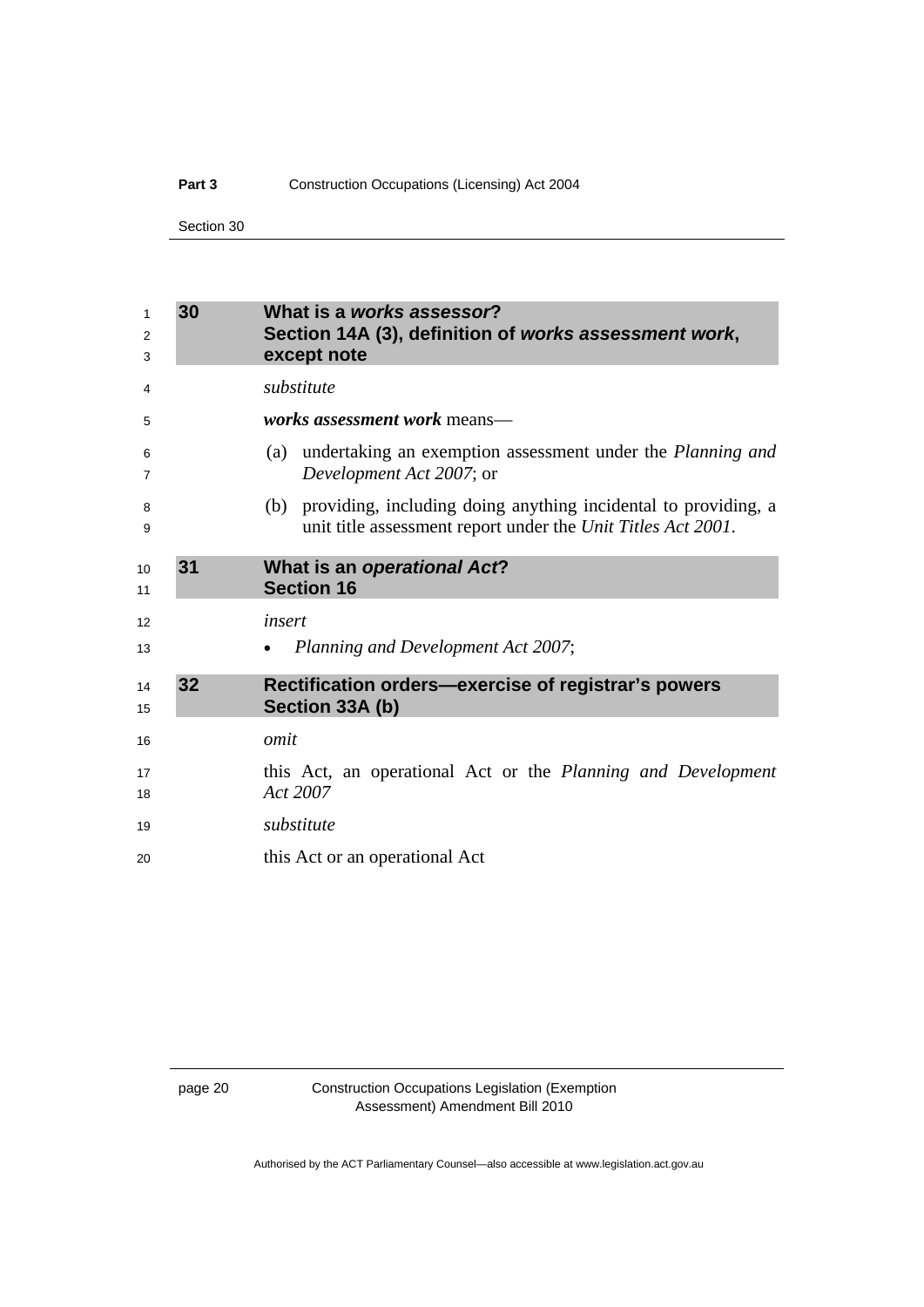## 30 What is a *works assessor*? Section 14A (3), definition of *works assessment work*, except note

*substitute*

***works assessment work*** means—

(a) undertaking an exemption assessment under the *Planning and Development Act 2007*; or

(b) providing, including doing anything incidental to providing, a unit title assessment report under the *Unit Titles Act 2001*.

## 31 What is an *operational Act*? Section 16

*insert*

- *Planning and Development Act 2007*;

## 32 Rectification orders—exercise of registrar's powers Section 33A (b)

*omit*

this Act, an operational Act or the *Planning and Development Act 2007*

*substitute*

this Act or an operational Act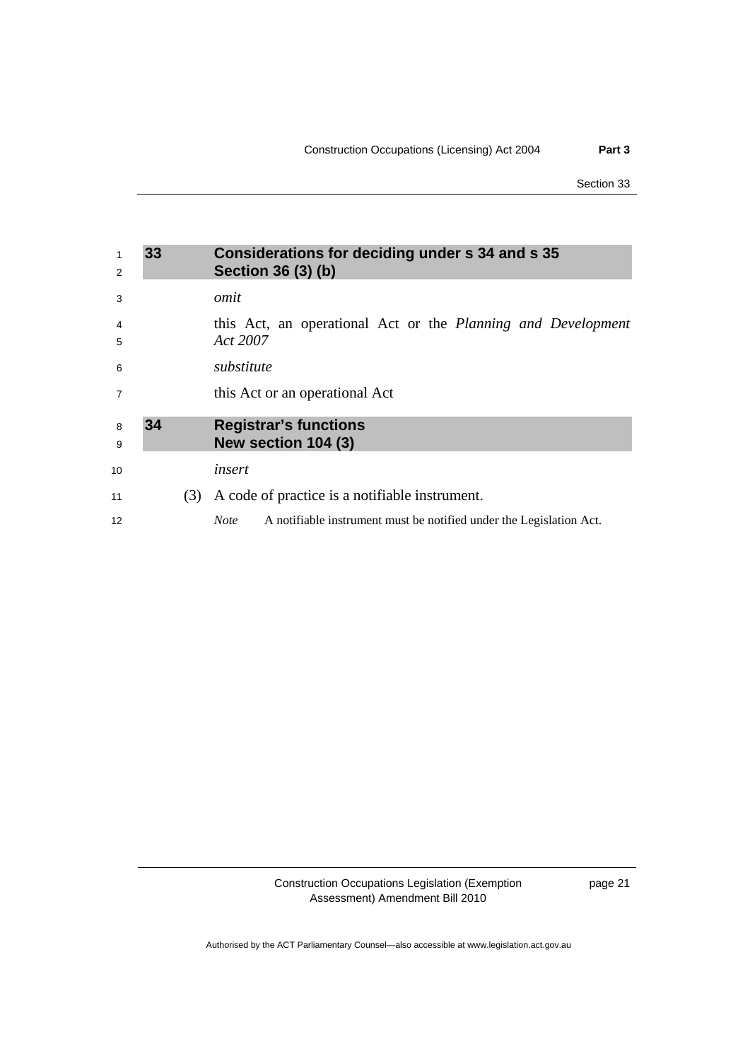### 33 Considerations for deciding under s 34 and s 35
### Section 36 (3) (b)

*omit*

this Act, an operational Act or the *Planning and Development Act 2007*

*substitute*

this Act or an operational Act

### 34 Registrar's functions
### New section 104 (3)

*insert*

(3) A code of practice is a notifiable instrument.

*Note* A notifiable instrument must be notified under the Legislation Act.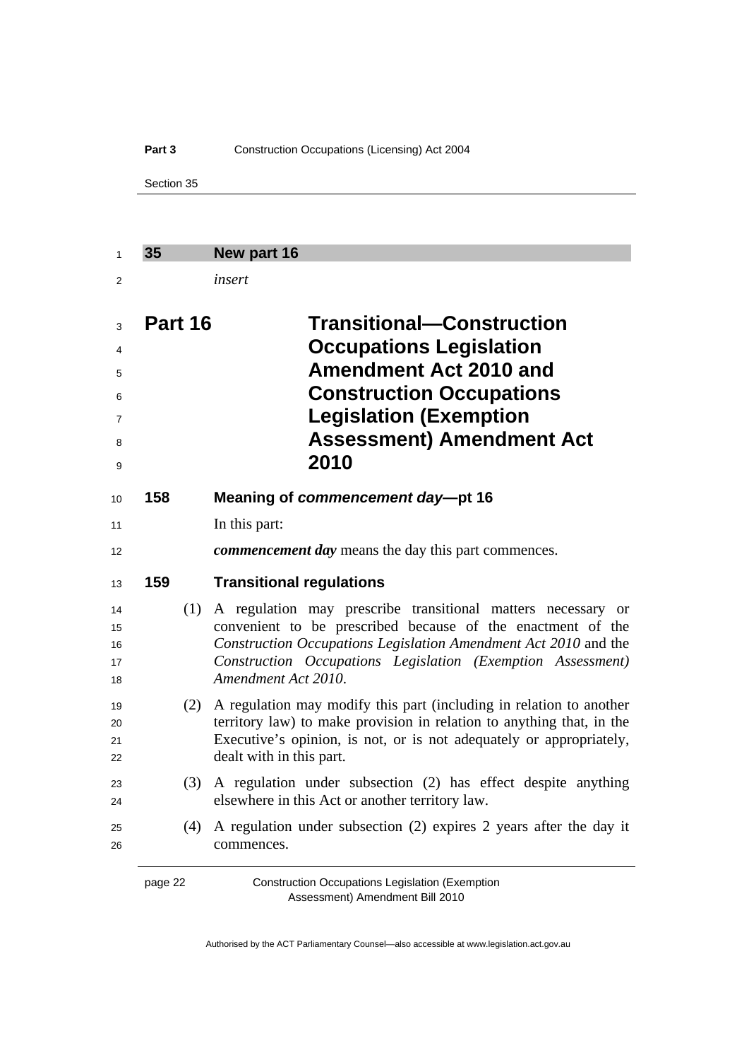## 35 New part 16

*insert*

# Part 16 Transitional—Construction Occupations Legislation Amendment Act 2010 and Construction Occupations Legislation (Exemption Assessment) Amendment Act 2010

### 158 Meaning of *commencement day*—pt 16

In this part:

***commencement day*** means the day this part commences.

### 159 Transitional regulations

(1) A regulation may prescribe transitional matters necessary or convenient to be prescribed because of the enactment of the *Construction Occupations Legislation Amendment Act 2010* and the *Construction Occupations Legislation (Exemption Assessment) Amendment Act 2010*.

(2) A regulation may modify this part (including in relation to another territory law) to make provision in relation to anything that, in the Executive's opinion, is not, or is not adequately or appropriately, dealt with in this part.

(3) A regulation under subsection (2) has effect despite anything elsewhere in this Act or another territory law.

(4) A regulation under subsection (2) expires 2 years after the day it commences.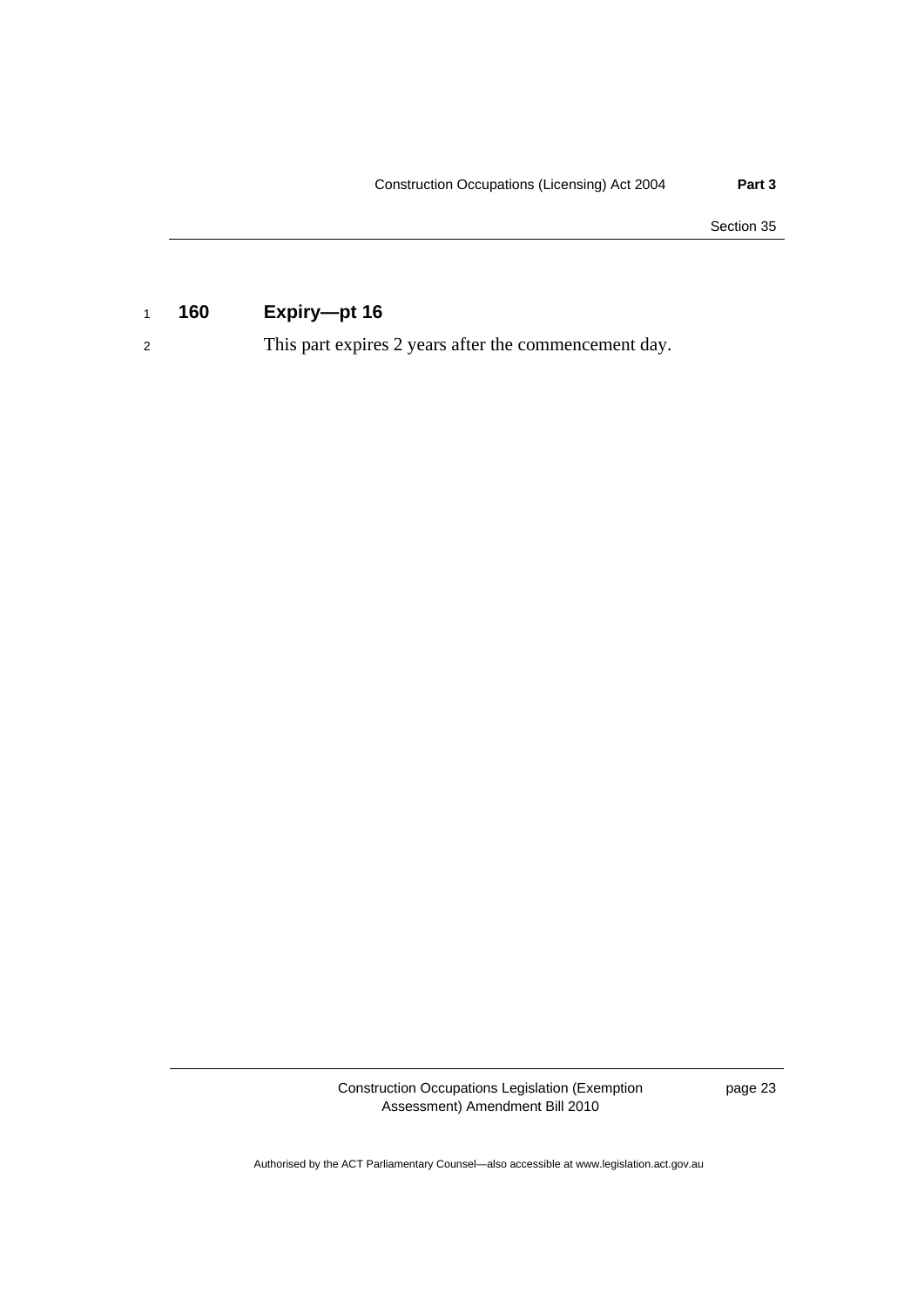**160 Expiry—pt 16**

This part expires 2 years after the commencement day.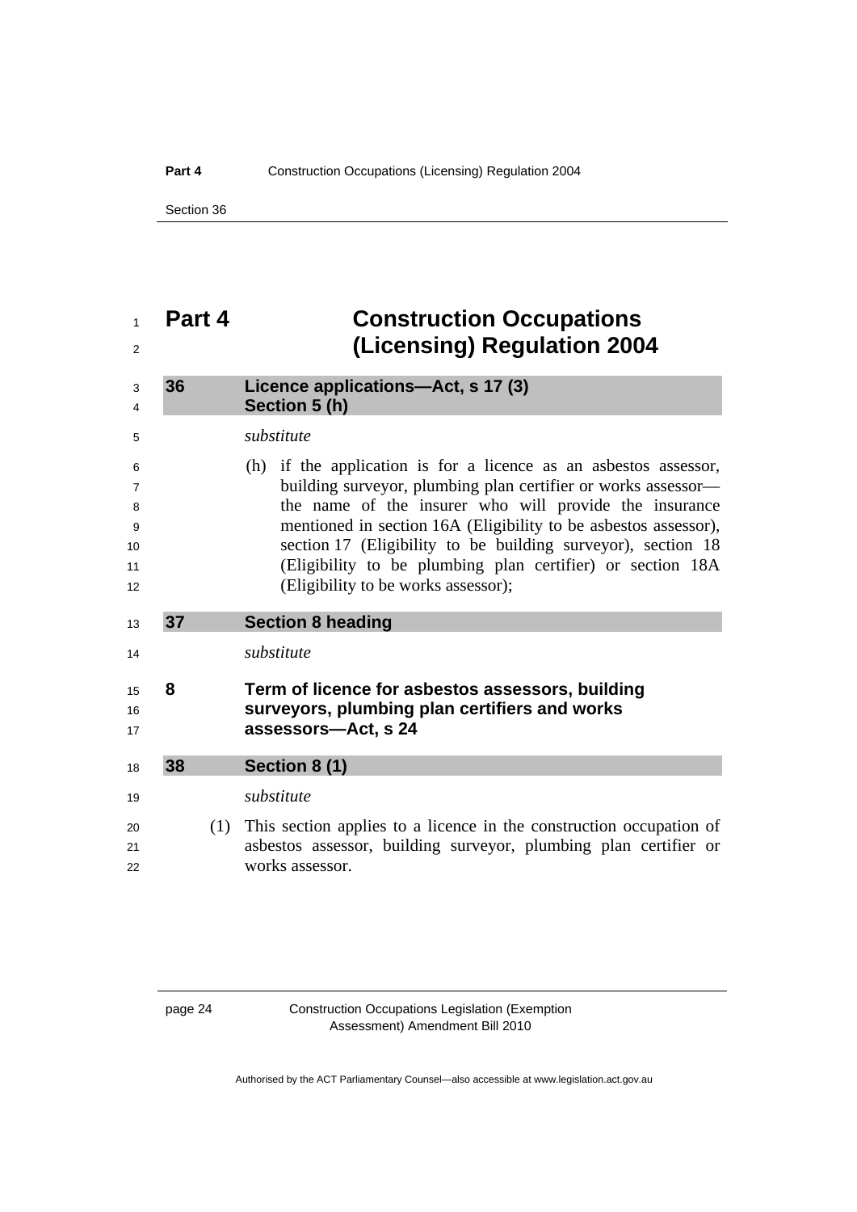# Part 4 Construction Occupations (Licensing) Regulation 2004

## 36 Licence applications—Act, s 17 (3) Section 5 (h)

*substitute*

(h) if the application is for a licence as an asbestos assessor, building surveyor, plumbing plan certifier or works assessor—the name of the insurer who will provide the insurance mentioned in section 16A (Eligibility to be asbestos assessor), section 17 (Eligibility to be building surveyor), section 18 (Eligibility to be plumbing plan certifier) or section 18A (Eligibility to be works assessor);

## 37 Section 8 heading

*substitute*

### 8 Term of licence for asbestos assessors, building surveyors, plumbing plan certifiers and works assessors—Act, s 24

## 38 Section 8 (1)

*substitute*

(1) This section applies to a licence in the construction occupation of asbestos assessor, building surveyor, plumbing plan certifier or works assessor.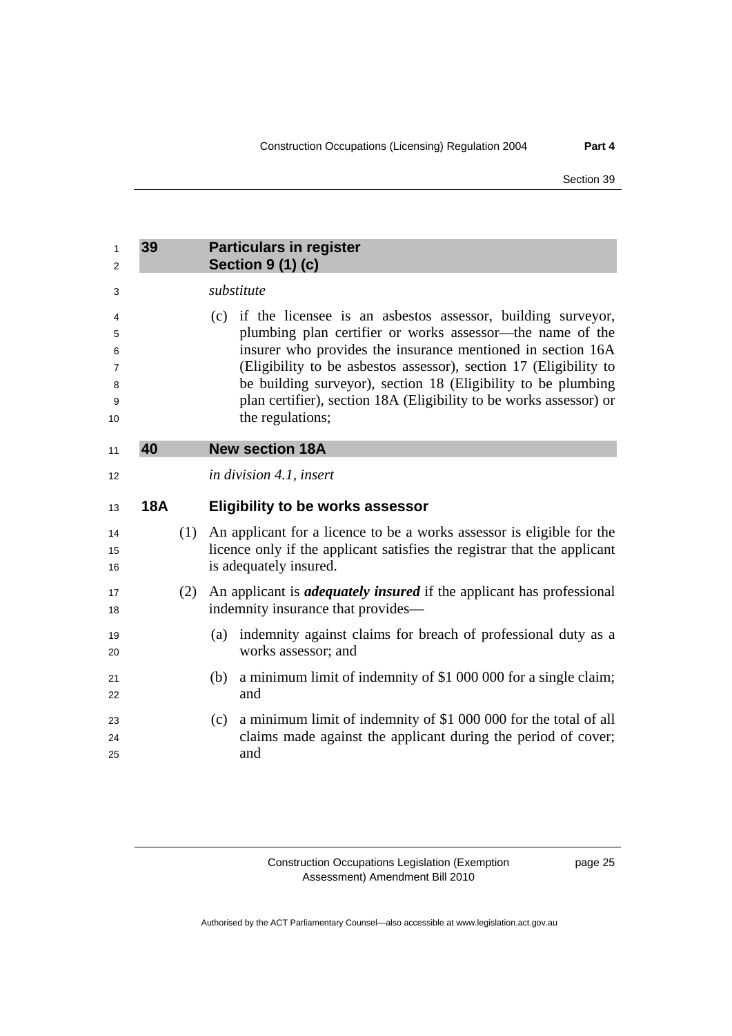## 39 Particulars in register
## Section 9 (1) (c)

*substitute*

(c) if the licensee is an asbestos assessor, building surveyor, plumbing plan certifier or works assessor—the name of the insurer who provides the insurance mentioned in section 16A (Eligibility to be asbestos assessor), section 17 (Eligibility to be building surveyor), section 18 (Eligibility to be plumbing plan certifier), section 18A (Eligibility to be works assessor) or the regulations;

## 40 New section 18A

*in division 4.1, insert*

### 18A Eligibility to be works assessor

(1) An applicant for a licence to be a works assessor is eligible for the licence only if the applicant satisfies the registrar that the applicant is adequately insured.

(2) An applicant is ***adequately insured*** if the applicant has professional indemnity insurance that provides—

(a) indemnity against claims for breach of professional duty as a works assessor; and

(b) a minimum limit of indemnity of $1 000 000 for a single claim; and

(c) a minimum limit of indemnity of $1 000 000 for the total of all claims made against the applicant during the period of cover; and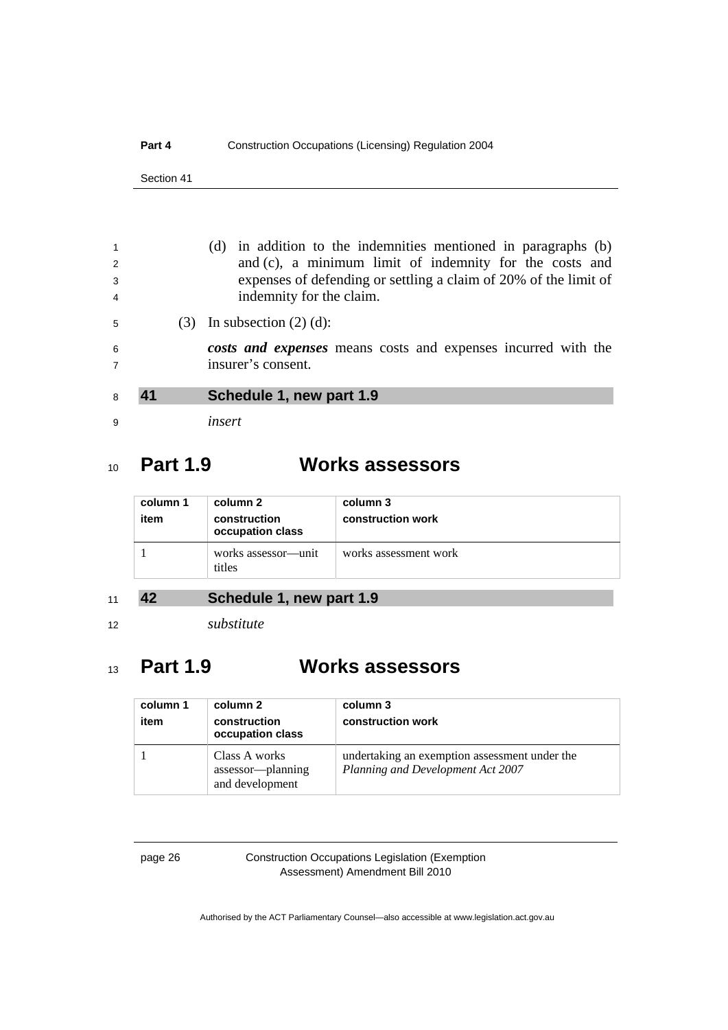(d) in addition to the indemnities mentioned in paragraphs (b) and (c), a minimum limit of indemnity for the costs and expenses of defending or settling a claim of 20% of the limit of indemnity for the claim.

(3) In subsection (2) (d):

***costs and expenses*** means costs and expenses incurred with the insurer's consent.

## 41 Schedule 1, new part 1.9

*insert*

# Part 1.9 Works assessors

| column 1<br>item | column 2<br>construction occupation class | column 3<br>construction work |
|---|---|---|
| 1 | works assessor—unit titles | works assessment work |

## 42 Schedule 1, new part 1.9

*substitute*

# Part 1.9 Works assessors

| column 1<br>item | column 2<br>construction occupation class | column 3<br>construction work |
|---|---|---|
| 1 | Class A works assessor—planning and development | undertaking an exemption assessment under the *Planning and Development Act 2007* |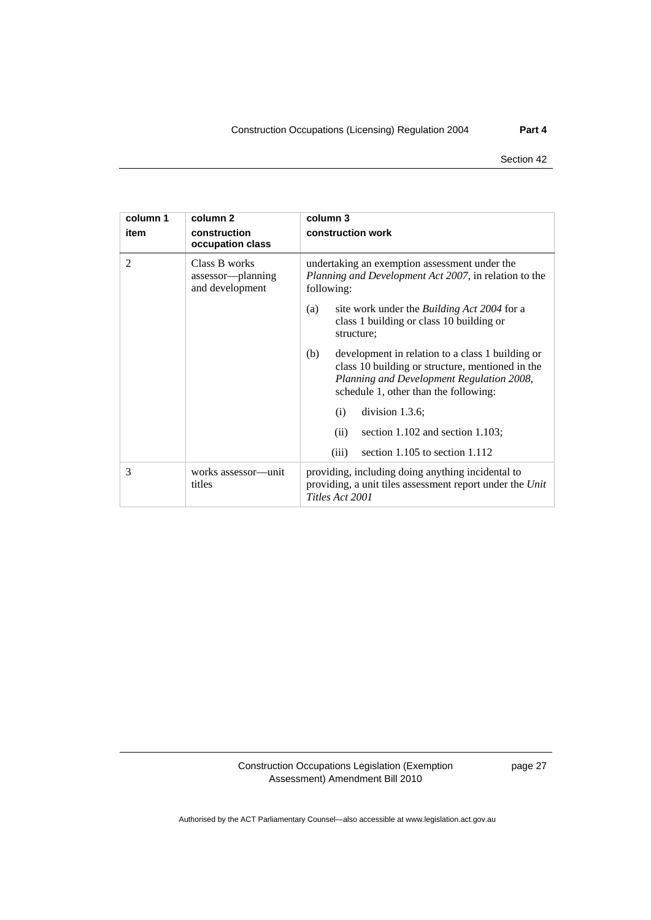| column 1<br>item | column 2<br>construction occupation class | column 3<br>construction work |
|---|---|---|
| 2 | Class B works assessor—planning and development | undertaking an exemption assessment under the *Planning and Development Act 2007*, in relation to the following:<br>(a) site work under the *Building Act 2004* for a class 1 building or class 10 building or structure;<br>(b) development in relation to a class 1 building or class 10 building or structure, mentioned in the *Planning and Development Regulation 2008*, schedule 1, other than the following:<br>(i) division 1.3.6;<br>(ii) section 1.102 and section 1.103;<br>(iii) section 1.105 to section 1.112 |
| 3 | works assessor—unit titles | providing, including doing anything incidental to providing, a unit tiles assessment report under the *Unit Titles Act 2001* |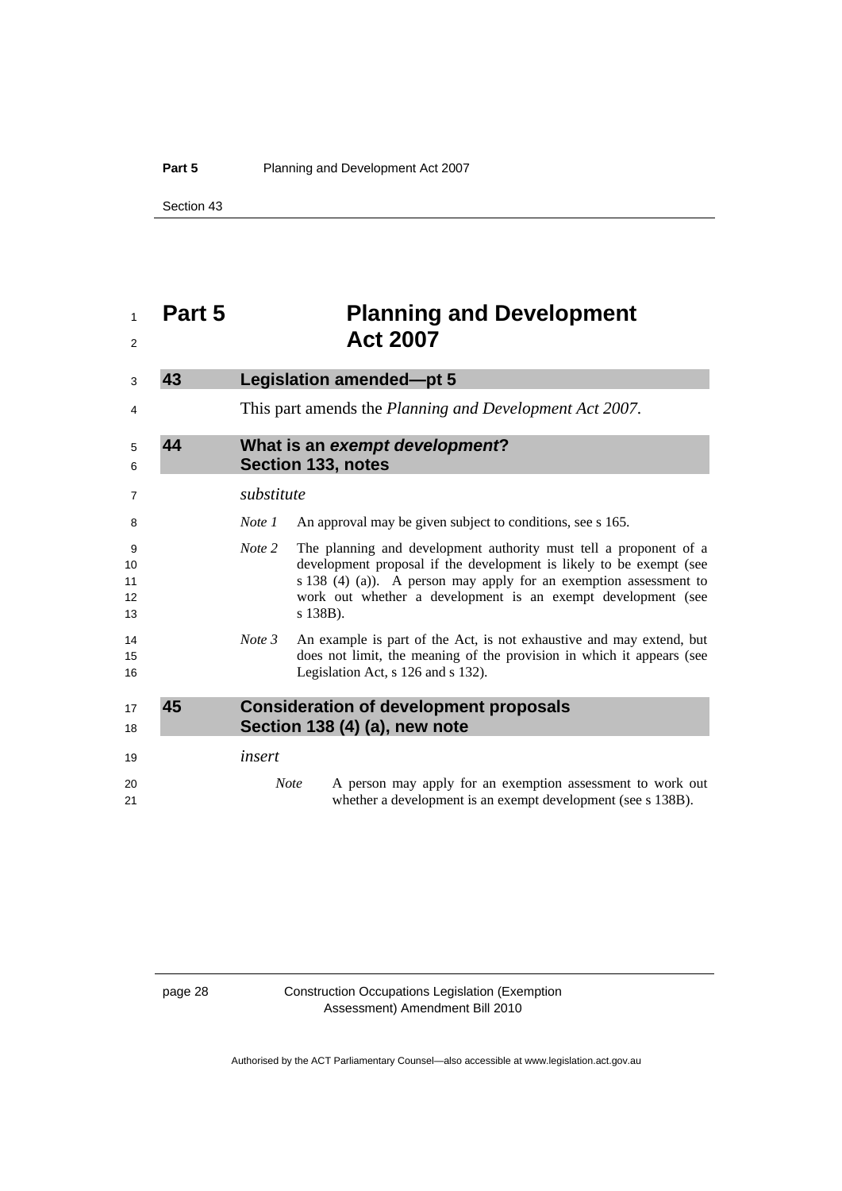# Part 5 Planning and Development Act 2007

## 43 Legislation amended—pt 5

This part amends the *Planning and Development Act 2007*.

## 44 What is an *exempt development*? Section 133, notes

*substitute*

*Note 1* An approval may be given subject to conditions, see s 165.

*Note 2* The planning and development authority must tell a proponent of a development proposal if the development is likely to be exempt (see s 138 (4) (a)). A person may apply for an exemption assessment to work out whether a development is an exempt development (see s 138B).

*Note 3* An example is part of the Act, is not exhaustive and may extend, but does not limit, the meaning of the provision in which it appears (see Legislation Act, s 126 and s 132).

## 45 Consideration of development proposals Section 138 (4) (a), new note

*insert*

*Note* A person may apply for an exemption assessment to work out whether a development is an exempt development (see s 138B).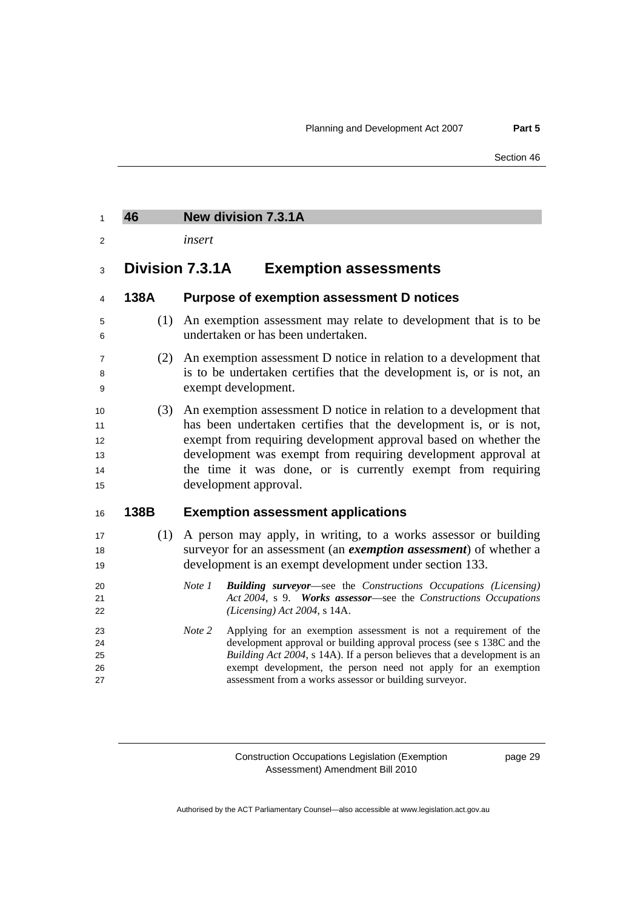## 46 New division 7.3.1A

*insert*

## Division 7.3.1A Exemption assessments

### 138A Purpose of exemption assessment D notices

(1) An exemption assessment may relate to development that is to be undertaken or has been undertaken.

(2) An exemption assessment D notice in relation to a development that is to be undertaken certifies that the development is, or is not, an exempt development.

(3) An exemption assessment D notice in relation to a development that has been undertaken certifies that the development is, or is not, exempt from requiring development approval based on whether the development was exempt from requiring development approval at the time it was done, or is currently exempt from requiring development approval.

### 138B Exemption assessment applications

(1) A person may apply, in writing, to a works assessor or building surveyor for an assessment (an ***exemption assessment***) of whether a development is an exempt development under section 133.

*Note 1* ***Building surveyor***—see the *Constructions Occupations (Licensing) Act 2004*, s 9. ***Works assessor***—see the *Constructions Occupations (Licensing) Act 2004*, s 14A.

*Note 2* Applying for an exemption assessment is not a requirement of the development approval or building approval process (see s 138C and the *Building Act 2004*, s 14A). If a person believes that a development is an exempt development, the person need not apply for an exemption assessment from a works assessor or building surveyor.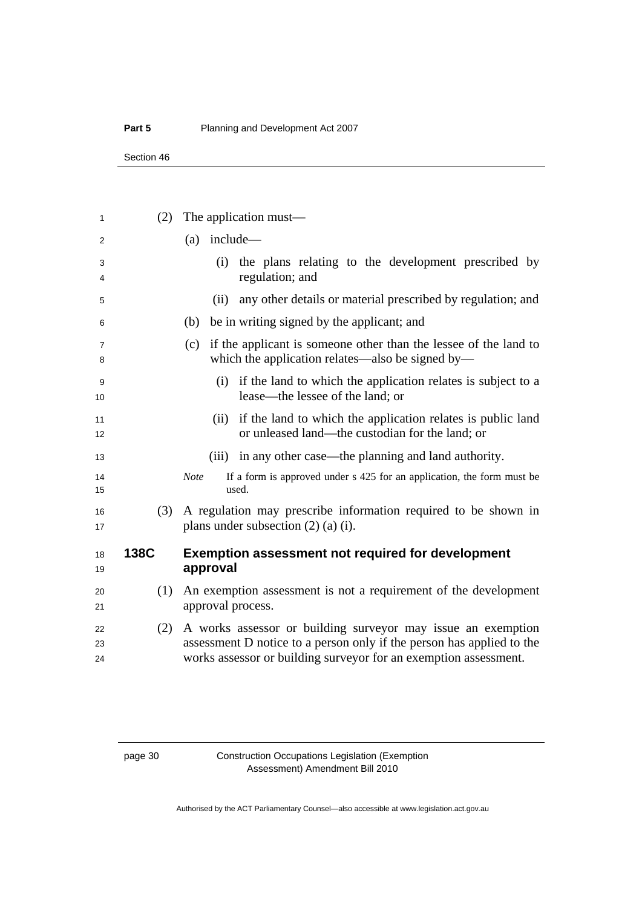(2) The application must—

(a) include—

(i) the plans relating to the development prescribed by regulation; and

(ii) any other details or material prescribed by regulation; and

(b) be in writing signed by the applicant; and

(c) if the applicant is someone other than the lessee of the land to which the application relates—also be signed by—

(i) if the land to which the application relates is subject to a lease—the lessee of the land; or

(ii) if the land to which the application relates is public land or unleased land—the custodian for the land; or

(iii) in any other case—the planning and land authority.

*Note* If a form is approved under s 425 for an application, the form must be used.

(3) A regulation may prescribe information required to be shown in plans under subsection (2) (a) (i).

### 138C Exemption assessment not required for development approval

(1) An exemption assessment is not a requirement of the development approval process.

(2) A works assessor or building surveyor may issue an exemption assessment D notice to a person only if the person has applied to the works assessor or building surveyor for an exemption assessment.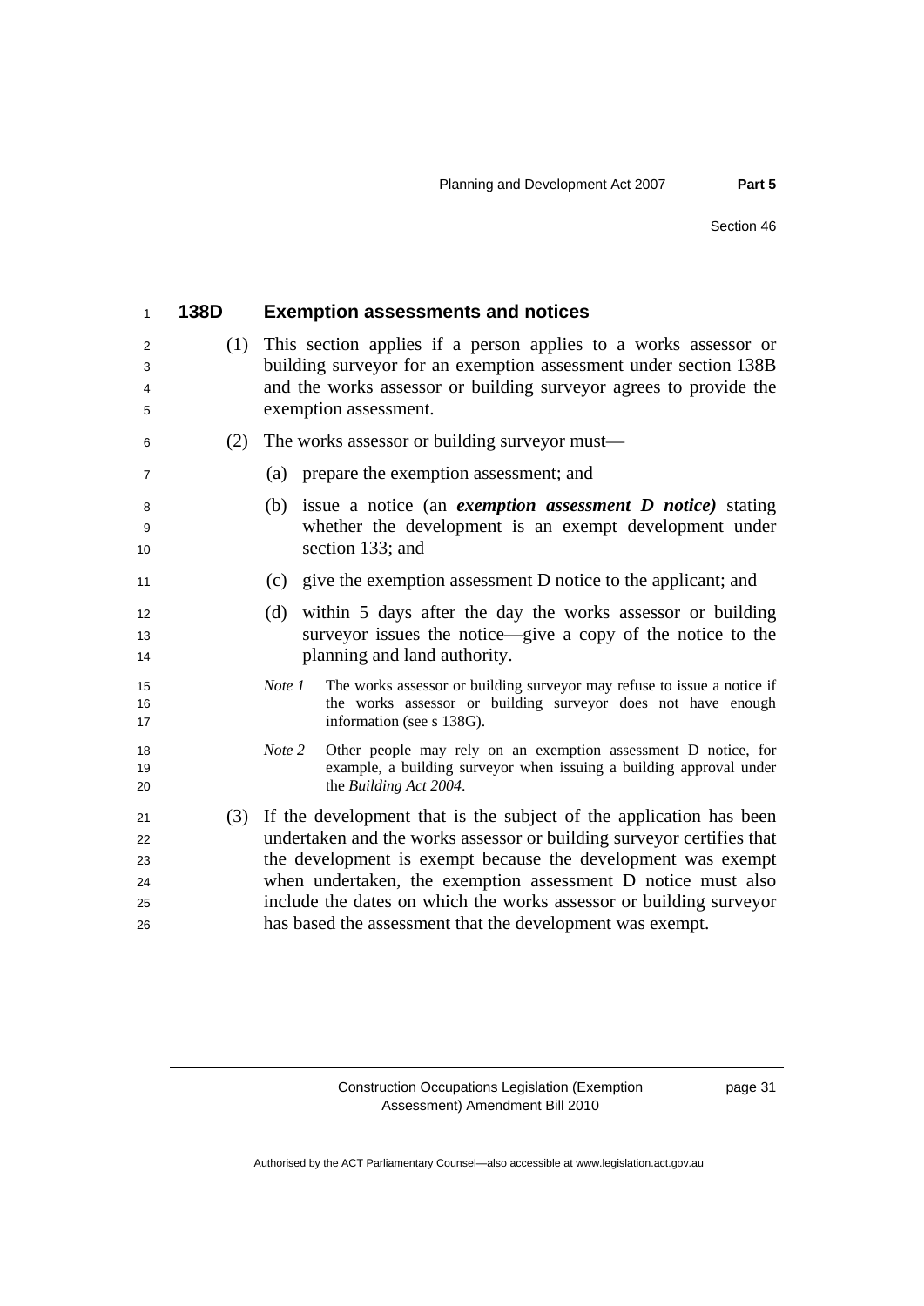### 138D Exemption assessments and notices

(1) This section applies if a person applies to a works assessor or building surveyor for an exemption assessment under section 138B and the works assessor or building surveyor agrees to provide the exemption assessment.

(2) The works assessor or building surveyor must—

(a) prepare the exemption assessment; and

(b) issue a notice (an ***exemption assessment D notice)*** stating whether the development is an exempt development under section 133; and

(c) give the exemption assessment D notice to the applicant; and

(d) within 5 days after the day the works assessor or building surveyor issues the notice—give a copy of the notice to the planning and land authority.

*Note 1* The works assessor or building surveyor may refuse to issue a notice if the works assessor or building surveyor does not have enough information (see s 138G).

*Note 2* Other people may rely on an exemption assessment D notice, for example, a building surveyor when issuing a building approval under the *Building Act 2004*.

(3) If the development that is the subject of the application has been undertaken and the works assessor or building surveyor certifies that the development is exempt because the development was exempt when undertaken, the exemption assessment D notice must also include the dates on which the works assessor or building surveyor has based the assessment that the development was exempt.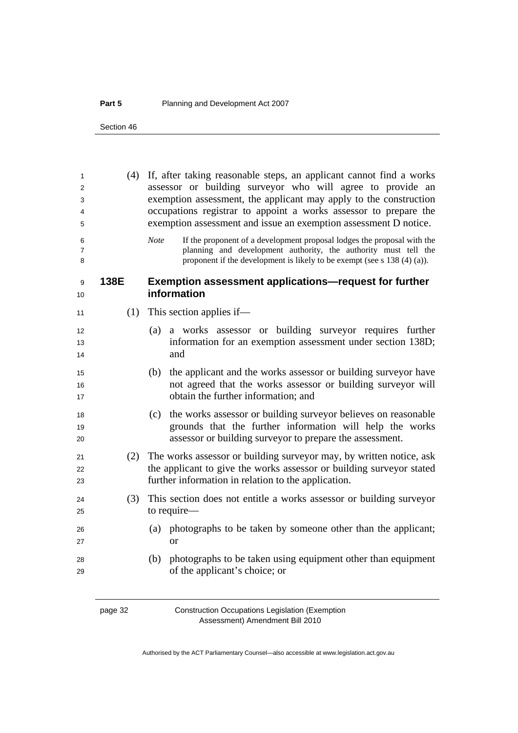(4) If, after taking reasonable steps, an applicant cannot find a works assessor or building surveyor who will agree to provide an exemption assessment, the applicant may apply to the construction occupations registrar to appoint a works assessor to prepare the exemption assessment and issue an exemption assessment D notice.

*Note* If the proponent of a development proposal lodges the proposal with the planning and development authority, the authority must tell the proponent if the development is likely to be exempt (see s 138 (4) (a)).

### 138E Exemption assessment applications—request for further information

(1) This section applies if—

(a) a works assessor or building surveyor requires further information for an exemption assessment under section 138D; and

(b) the applicant and the works assessor or building surveyor have not agreed that the works assessor or building surveyor will obtain the further information; and

(c) the works assessor or building surveyor believes on reasonable grounds that the further information will help the works assessor or building surveyor to prepare the assessment.

(2) The works assessor or building surveyor may, by written notice, ask the applicant to give the works assessor or building surveyor stated further information in relation to the application.

(3) This section does not entitle a works assessor or building surveyor to require—

(a) photographs to be taken by someone other than the applicant; or

(b) photographs to be taken using equipment other than equipment of the applicant's choice; or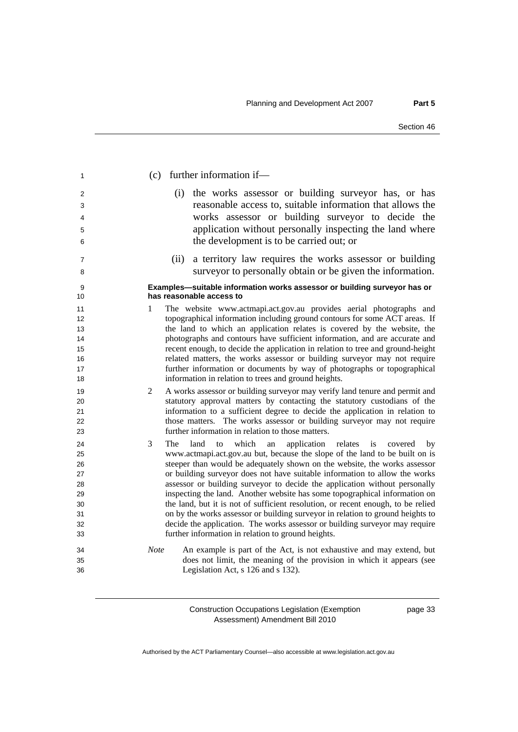(c) further information if—

(i) the works assessor or building surveyor has, or has reasonable access to, suitable information that allows the works assessor or building surveyor to decide the application without personally inspecting the land where the development is to be carried out; or

(ii) a territory law requires the works assessor or building surveyor to personally obtain or be given the information.

**Examples—suitable information works assessor or building surveyor has or has reasonable access to**

1 The website www.actmapi.act.gov.au provides aerial photographs and topographical information including ground contours for some ACT areas. If the land to which an application relates is covered by the website, the photographs and contours have sufficient information, and are accurate and recent enough, to decide the application in relation to tree and ground-height related matters, the works assessor or building surveyor may not require further information or documents by way of photographs or topographical information in relation to trees and ground heights.

2 A works assessor or building surveyor may verify land tenure and permit and statutory approval matters by contacting the statutory custodians of the information to a sufficient degree to decide the application in relation to those matters. The works assessor or building surveyor may not require further information in relation to those matters.

3 The land to which an application relates is covered by www.actmapi.act.gov.au but, because the slope of the land to be built on is steeper than would be adequately shown on the website, the works assessor or building surveyor does not have suitable information to allow the works assessor or building surveyor to decide the application without personally inspecting the land. Another website has some topographical information on the land, but it is not of sufficient resolution, or recent enough, to be relied on by the works assessor or building surveyor in relation to ground heights to decide the application. The works assessor or building surveyor may require further information in relation to ground heights.

*Note* An example is part of the Act, is not exhaustive and may extend, but does not limit, the meaning of the provision in which it appears (see Legislation Act, s 126 and s 132).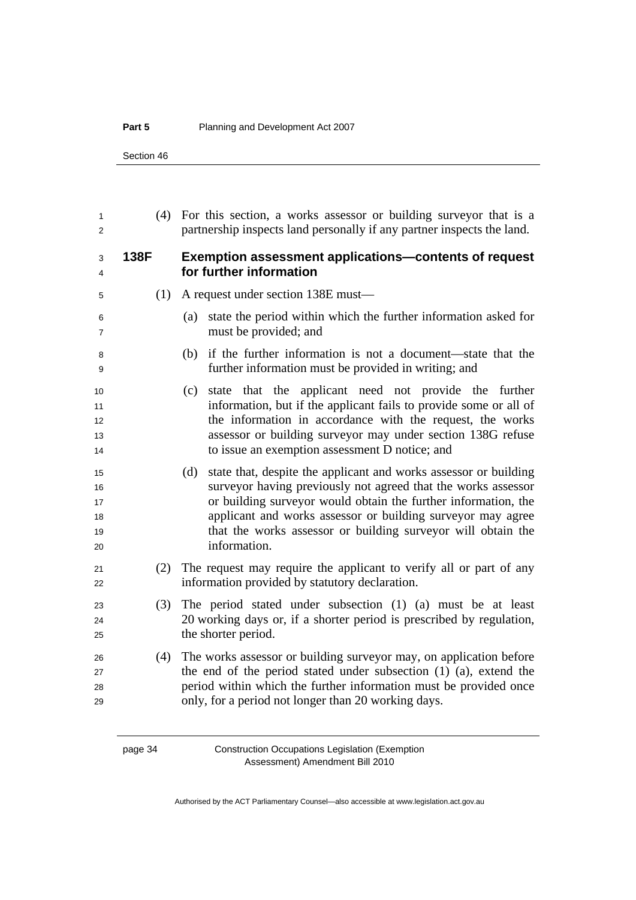(4) For this section, a works assessor or building surveyor that is a partnership inspects land personally if any partner inspects the land.

### 138F Exemption assessment applications—contents of request for further information

(1) A request under section 138E must—

(a) state the period within which the further information asked for must be provided; and

(b) if the further information is not a document—state that the further information must be provided in writing; and

(c) state that the applicant need not provide the further information, but if the applicant fails to provide some or all of the information in accordance with the request, the works assessor or building surveyor may under section 138G refuse to issue an exemption assessment D notice; and

(d) state that, despite the applicant and works assessor or building surveyor having previously not agreed that the works assessor or building surveyor would obtain the further information, the applicant and works assessor or building surveyor may agree that the works assessor or building surveyor will obtain the information.

(2) The request may require the applicant to verify all or part of any information provided by statutory declaration.

(3) The period stated under subsection (1) (a) must be at least 20 working days or, if a shorter period is prescribed by regulation, the shorter period.

(4) The works assessor or building surveyor may, on application before the end of the period stated under subsection (1) (a), extend the period within which the further information must be provided once only, for a period not longer than 20 working days.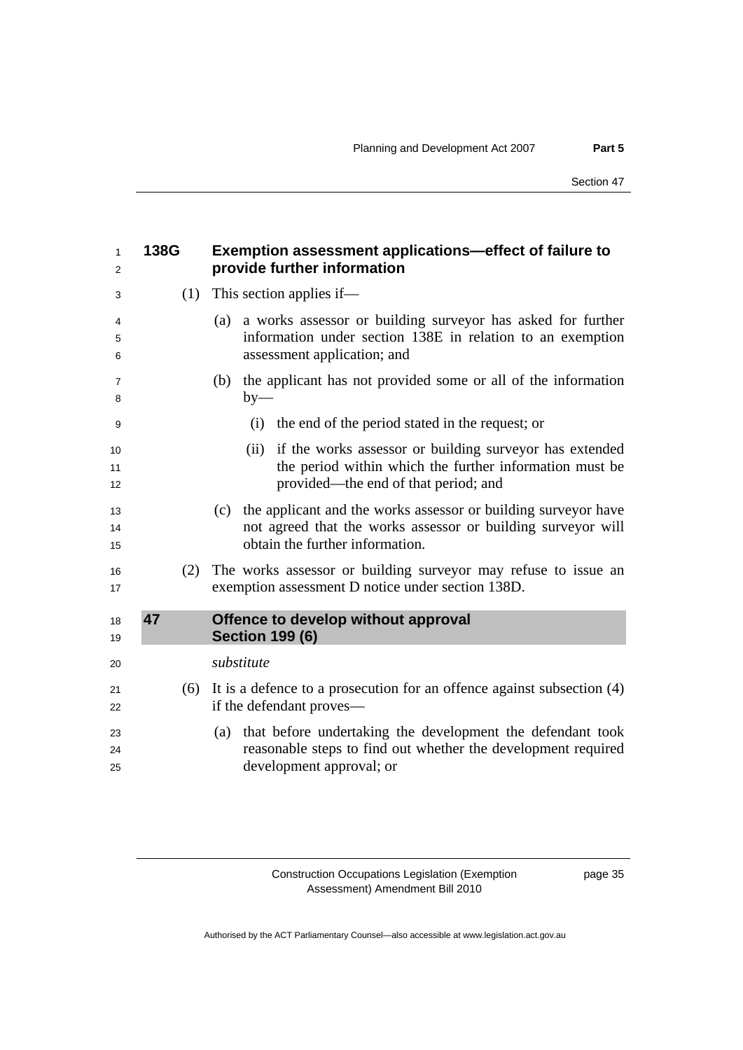### 138G Exemption assessment applications—effect of failure to provide further information

(1) This section applies if—

(a) a works assessor or building surveyor has asked for further information under section 138E in relation to an exemption assessment application; and

(b) the applicant has not provided some or all of the information by—

(i) the end of the period stated in the request; or

(ii) if the works assessor or building surveyor has extended the period within which the further information must be provided—the end of that period; and

(c) the applicant and the works assessor or building surveyor have not agreed that the works assessor or building surveyor will obtain the further information.

(2) The works assessor or building surveyor may refuse to issue an exemption assessment D notice under section 138D.

## 47 Offence to develop without approval Section 199 (6)

*substitute*

(6) It is a defence to a prosecution for an offence against subsection (4) if the defendant proves—

(a) that before undertaking the development the defendant took reasonable steps to find out whether the development required development approval; or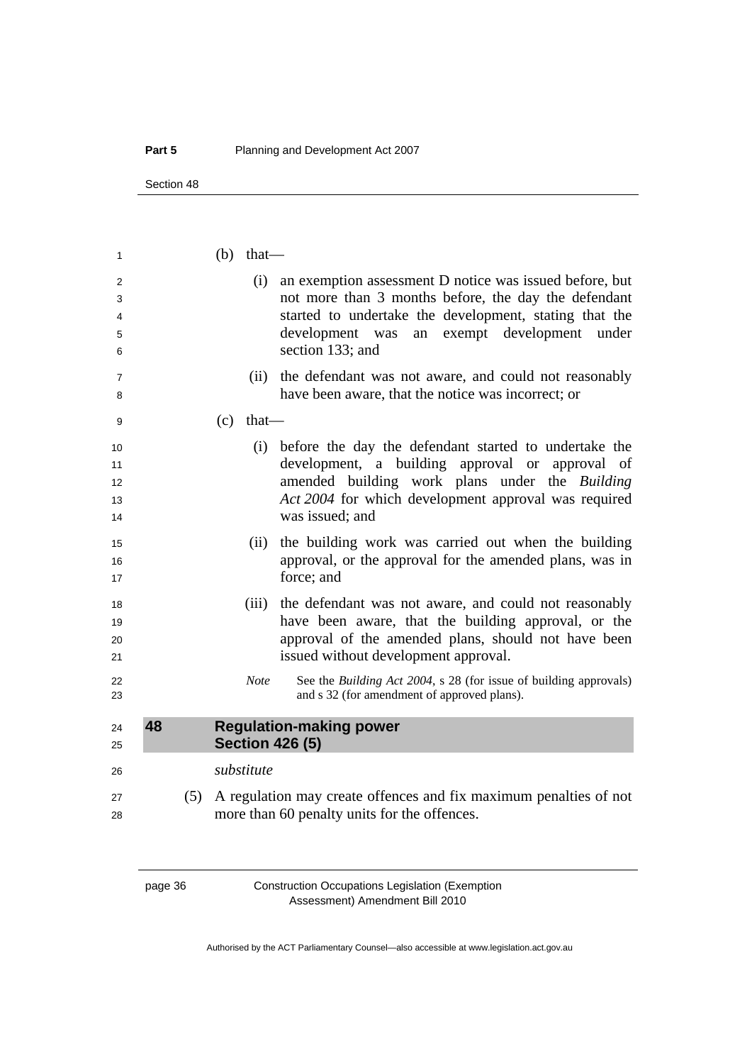(b) that—

(i) an exemption assessment D notice was issued before, but not more than 3 months before, the day the defendant started to undertake the development, stating that the development was an exempt development under section 133; and

(ii) the defendant was not aware, and could not reasonably have been aware, that the notice was incorrect; or

(c) that—

(i) before the day the defendant started to undertake the development, a building approval or approval of amended building work plans under the *Building Act 2004* for which development approval was required was issued; and

(ii) the building work was carried out when the building approval, or the approval for the amended plans, was in force; and

(iii) the defendant was not aware, and could not reasonably have been aware, that the building approval, or the approval of the amended plans, should not have been issued without development approval.

*Note* See the *Building Act 2004*, s 28 (for issue of building approvals) and s 32 (for amendment of approved plans).

## 48 Regulation-making power Section 426 (5)

*substitute*

(5) A regulation may create offences and fix maximum penalties of not more than 60 penalty units for the offences.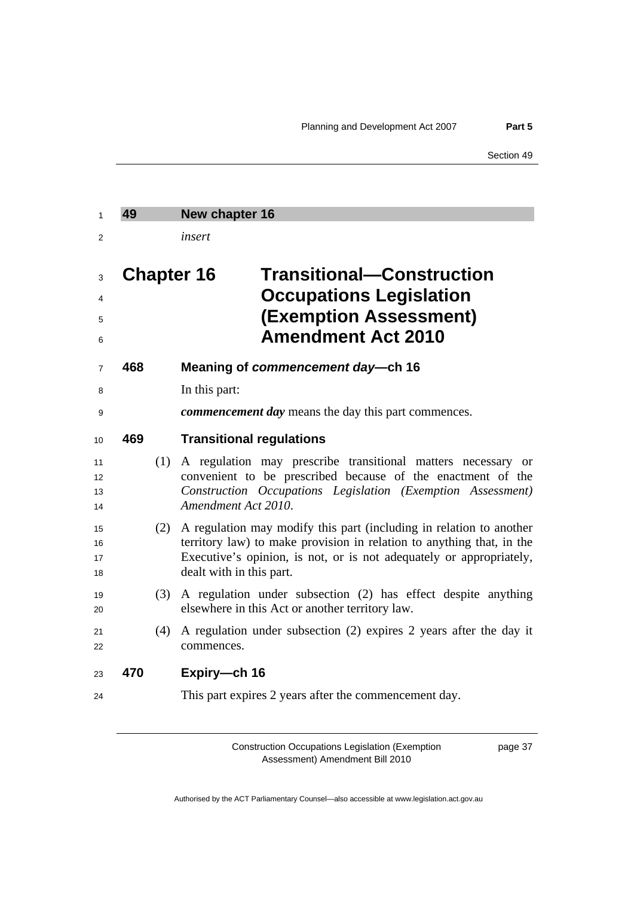## 49 New chapter 16

*insert*

# Chapter 16 Transitional—Construction Occupations Legislation (Exemption Assessment) Amendment Act 2010

### 468 Meaning of *commencement day*—ch 16

In this part:

***commencement day*** means the day this part commences.

### 469 Transitional regulations

(1) A regulation may prescribe transitional matters necessary or convenient to be prescribed because of the enactment of the *Construction Occupations Legislation (Exemption Assessment) Amendment Act 2010*.

(2) A regulation may modify this part (including in relation to another territory law) to make provision in relation to anything that, in the Executive's opinion, is not, or is not adequately or appropriately, dealt with in this part.

(3) A regulation under subsection (2) has effect despite anything elsewhere in this Act or another territory law.

(4) A regulation under subsection (2) expires 2 years after the day it commences.

### 470 Expiry—ch 16

This part expires 2 years after the commencement day.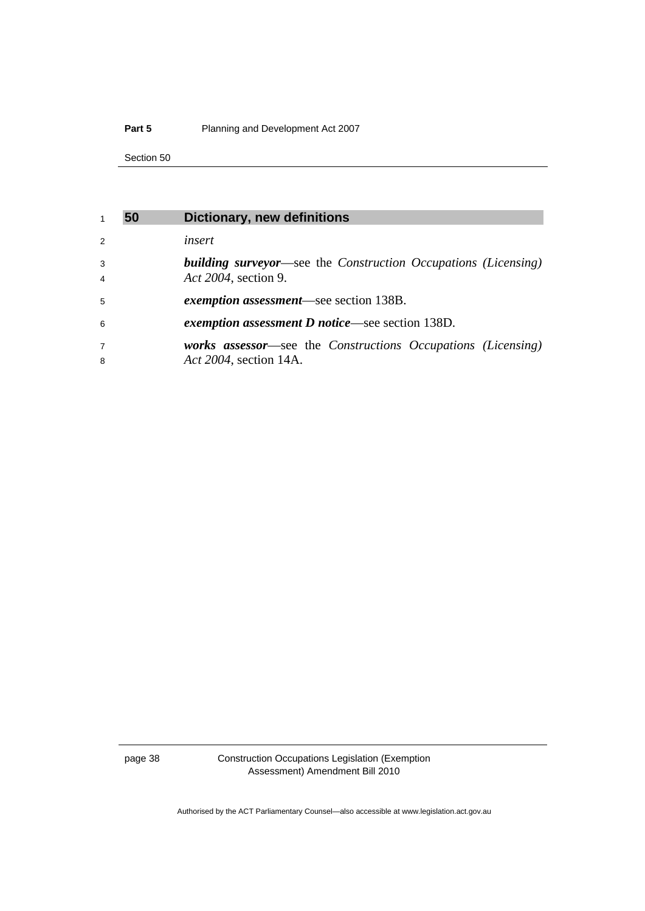## 50 Dictionary, new definitions

*insert*

***building surveyor***—see the *Construction Occupations (Licensing) Act 2004*, section 9.

***exemption assessment***—see section 138B.

***exemption assessment D notice***—see section 138D.

***works assessor***—see the *Constructions Occupations (Licensing) Act 2004*, section 14A.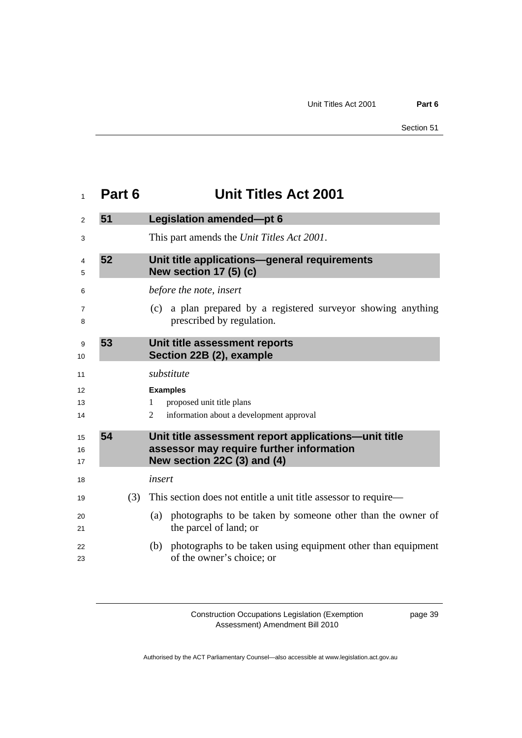# Part 6 Unit Titles Act 2001

## 51 Legislation amended—pt 6

This part amends the *Unit Titles Act 2001*.

## 52 Unit title applications—general requirements New section 17 (5) (c)

*before the note, insert*

(c) a plan prepared by a registered surveyor showing anything prescribed by regulation.

## 53 Unit title assessment reports Section 22B (2), example

*substitute*

**Examples**

1 proposed unit title plans

2 information about a development approval

## 54 Unit title assessment report applications—unit title assessor may require further information New section 22C (3) and (4)

*insert*

(3) This section does not entitle a unit title assessor to require—

(a) photographs to be taken by someone other than the owner of the parcel of land; or

(b) photographs to be taken using equipment other than equipment of the owner's choice; or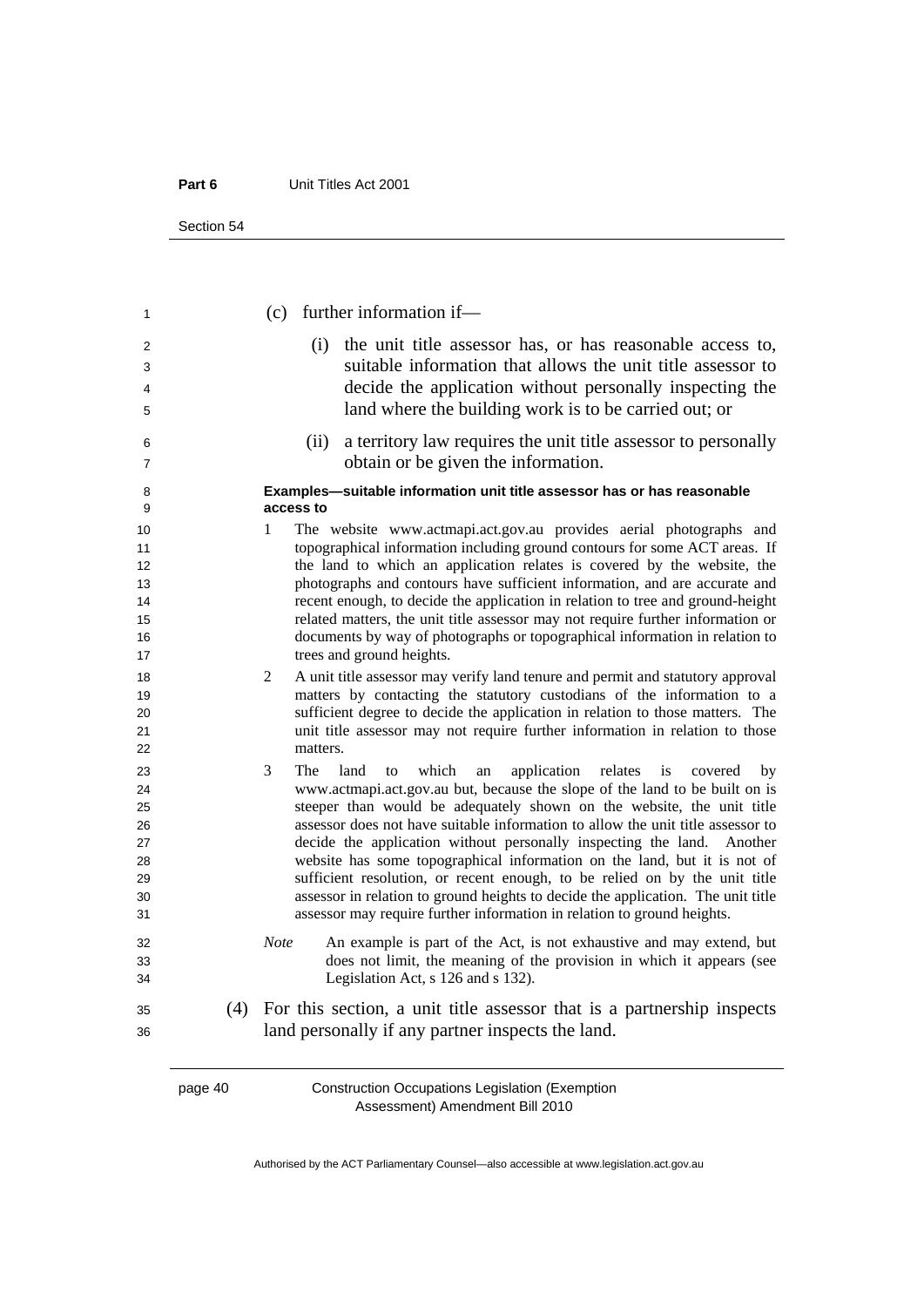(c) further information if—

(i) the unit title assessor has, or has reasonable access to, suitable information that allows the unit title assessor to decide the application without personally inspecting the land where the building work is to be carried out; or

(ii) a territory law requires the unit title assessor to personally obtain or be given the information.

**Examples—suitable information unit title assessor has or has reasonable access to**

1 The website www.actmapi.act.gov.au provides aerial photographs and topographical information including ground contours for some ACT areas. If the land to which an application relates is covered by the website, the photographs and contours have sufficient information, and are accurate and recent enough, to decide the application in relation to tree and ground-height related matters, the unit title assessor may not require further information or documents by way of photographs or topographical information in relation to trees and ground heights.

2 A unit title assessor may verify land tenure and permit and statutory approval matters by contacting the statutory custodians of the information to a sufficient degree to decide the application in relation to those matters. The unit title assessor may not require further information in relation to those matters.

3 The land to which an application relates is covered by www.actmapi.act.gov.au but, because the slope of the land to be built on is steeper than would be adequately shown on the website, the unit title assessor does not have suitable information to allow the unit title assessor to decide the application without personally inspecting the land. Another website has some topographical information on the land, but it is not of sufficient resolution, or recent enough, to be relied on by the unit title assessor in relation to ground heights to decide the application. The unit title assessor may require further information in relation to ground heights.

*Note* An example is part of the Act, is not exhaustive and may extend, but does not limit, the meaning of the provision in which it appears (see Legislation Act, s 126 and s 132).

(4) For this section, a unit title assessor that is a partnership inspects land personally if any partner inspects the land.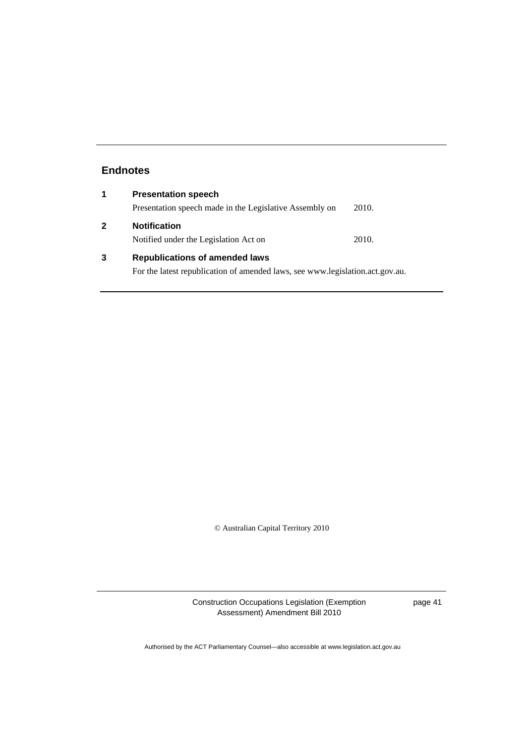## Endnotes

**1 Presentation speech**

Presentation speech made in the Legislative Assembly on 2010.

**2 Notification**

Notified under the Legislation Act on 2010.

**3 Republications of amended laws**

For the latest republication of amended laws, see www.legislation.act.gov.au.

© Australian Capital Territory 2010